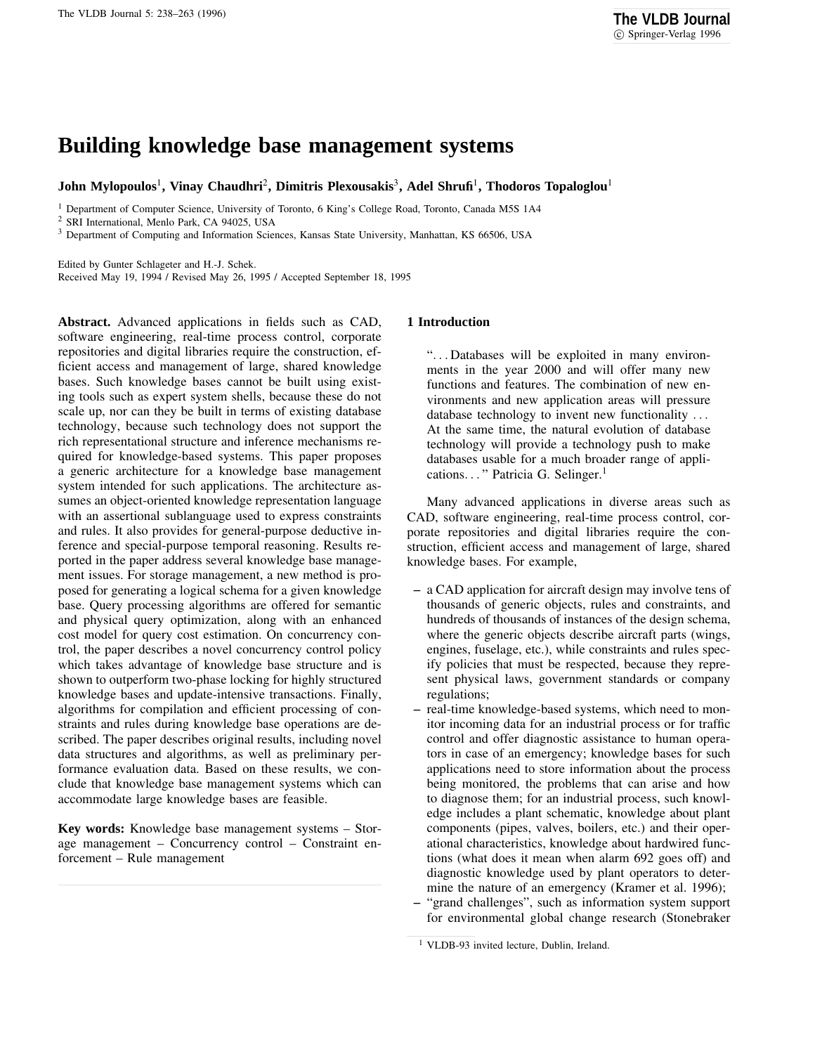# Building knowledge base management systems

**John Mylopoulos**[1], **Vinay Chaudhri**[2], **Dimitris Plexousakis**[3], **Adel Shrufi**[1], **Thodoros Topaloglou**[1]

[1] Department of Computer Science, University of Toronto, 6 King's College Road, Toronto, Canada M5S 1A4
[2] SRI International, Menlo Park, CA 94025, USA
[3] Department of Computing and Information Sciences, Kansas State University, Manhattan, KS 66506, USA

Edited by Gunter Schlageter and H.-J. Schek.
Received May 19, 1994 / Revised May 26, 1995 / Accepted September 18, 1995

**Abstract.** Advanced applications in fields such as CAD, software engineering, real-time process control, corporate repositories and digital libraries require the construction, efficient access and management of large, shared knowledge bases. Such knowledge bases cannot be built using existing tools such as expert system shells, because these do not scale up, nor can they be built in terms of existing database technology, because such technology does not support the rich representational structure and inference mechanisms required for knowledge-based systems. This paper proposes a generic architecture for a knowledge base management system intended for such applications. The architecture assumes an object-oriented knowledge representation language with an assertional sublanguage used to express constraints and rules. It also provides for general-purpose deductive inference and special-purpose temporal reasoning. Results reported in the paper address several knowledge base management issues. For storage management, a new method is proposed for generating a logical schema for a given knowledge base. Query processing algorithms are offered for semantic and physical query optimization, along with an enhanced cost model for query cost estimation. On concurrency control, the paper describes a novel concurrency control policy which takes advantage of knowledge base structure and is shown to outperform two-phase locking for highly structured knowledge bases and update-intensive transactions. Finally, algorithms for compilation and efficient processing of constraints and rules during knowledge base operations are described. The paper describes original results, including novel data structures and algorithms, as well as preliminary performance evaluation data. Based on these results, we conclude that knowledge base management systems which can accommodate large knowledge bases are feasible.

**Key words:** Knowledge base management systems – Storage management – Concurrency control – Constraint enforcement – Rule management

## 1 Introduction

> "... Databases will be exploited in many environments in the year 2000 and will offer many new functions and features. The combination of new environments and new application areas will pressure database technology to invent new functionality ... At the same time, the natural evolution of database technology will provide a technology push to make databases usable for a much broader range of applications..." Patricia G. Selinger.[1]

Many advanced applications in diverse areas such as CAD, software engineering, real-time process control, corporate repositories and digital libraries require the construction, efficient access and management of large, shared knowledge bases. For example,

- a CAD application for aircraft design may involve tens of thousands of generic objects, rules and constraints, and hundreds of thousands of instances of the design schema, where the generic objects describe aircraft parts (wings, engines, fuselage, etc.), while constraints and rules specify policies that must be respected, because they represent physical laws, government standards or company regulations;
- real-time knowledge-based systems, which need to monitor incoming data for an industrial process or for traffic control and offer diagnostic assistance to human operators in case of an emergency; knowledge bases for such applications need to store information about the process being monitored, the problems that can arise and how to diagnose them; for an industrial process, such knowledge includes a plant schematic, knowledge about plant components (pipes, valves, boilers, etc.) and their operational characteristics, knowledge about hardwired functions (what does it mean when alarm 692 goes off) and diagnostic knowledge used by plant operators to determine the nature of an emergency (Kramer et al. 1996);
- "grand challenges", such as information system support for environmental global change research (Stonebraker

[1] VLDB-93 invited lecture, Dublin, Ireland.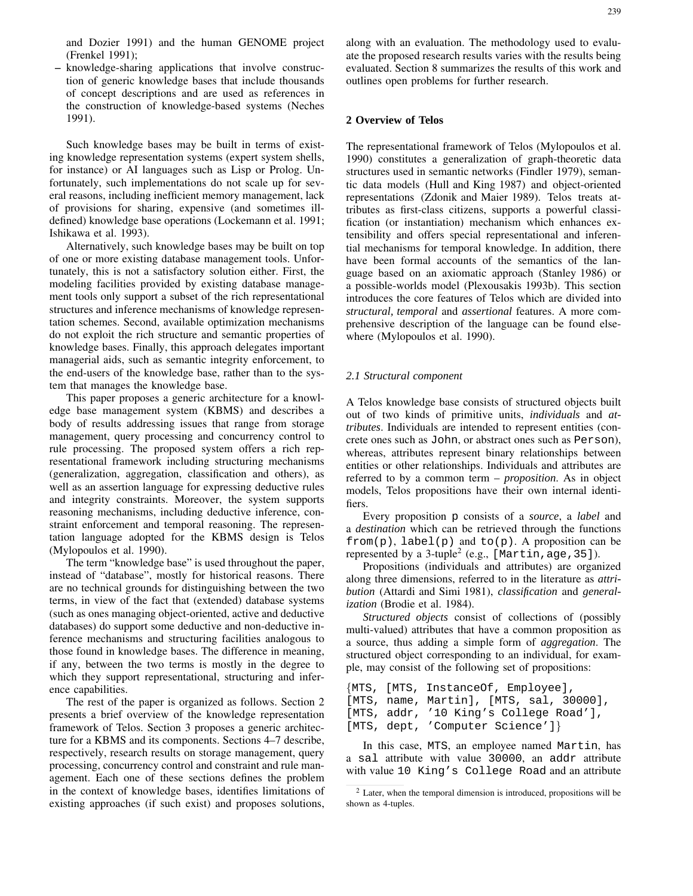and Dozier 1991) and the human GENOME project (Frenkel 1991);

– knowledge-sharing applications that involve construction of generic knowledge bases that include thousands of concept descriptions and are used as references in the construction of knowledge-based systems (Neches 1991).

Such knowledge bases may be built in terms of existing knowledge representation systems (expert system shells, for instance) or AI languages such as Lisp or Prolog. Unfortunately, such implementations do not scale up for several reasons, including inefficient memory management, lack of provisions for sharing, expensive (and sometimes ill-defined) knowledge base operations (Lockemann et al. 1991; Ishikawa et al. 1993).

Alternatively, such knowledge bases may be built on top of one or more existing database management tools. Unfortunately, this is not a satisfactory solution either. First, the modeling facilities provided by existing database management tools only support a subset of the rich representational structures and inference mechanisms of knowledge representation schemes. Second, available optimization mechanisms do not exploit the rich structure and semantic properties of knowledge bases. Finally, this approach delegates important managerial aids, such as semantic integrity enforcement, to the end-users of the knowledge base, rather than to the system that manages the knowledge base.

This paper proposes a generic architecture for a knowledge base management system (KBMS) and describes a body of results addressing issues that range from storage management, query processing and concurrency control to rule processing. The proposed system offers a rich representational framework including structuring mechanisms (generalization, aggregation, classification and others), as well as an assertion language for expressing deductive rules and integrity constraints. Moreover, the system supports reasoning mechanisms, including deductive inference, constraint enforcement and temporal reasoning. The representation language adopted for the KBMS design is Telos (Mylopoulos et al. 1990).

The term "knowledge base" is used throughout the paper, instead of "database", mostly for historical reasons. There are no technical grounds for distinguishing between the two terms, in view of the fact that (extended) database systems (such as ones managing object-oriented, active and deductive databases) do support some deductive and non-deductive inference mechanisms and structuring facilities analogous to those found in knowledge bases. The difference in meaning, if any, between the two terms is mostly in the degree to which they support representational, structuring and inference capabilities.

The rest of the paper is organized as follows. Section 2 presents a brief overview of the knowledge representation framework of Telos. Section 3 proposes a generic architecture for a KBMS and its components. Sections 4–7 describe, respectively, research results on storage management, query processing, concurrency control and constraint and rule management. Each one of these sections defines the problem in the context of knowledge bases, identifies limitations of existing approaches (if such exist) and proposes solutions, along with an evaluation. The methodology used to evaluate the proposed research results varies with the results being evaluated. Section 8 summarizes the results of this work and outlines open problems for further research.

## 2 Overview of Telos

The representational framework of Telos (Mylopoulos et al. 1990) constitutes a generalization of graph-theoretic data structures used in semantic networks (Findler 1979), semantic data models (Hull and King 1987) and object-oriented representations (Zdonik and Maier 1989). Telos treats attributes as first-class citizens, supports a powerful classification (or instantiation) mechanism which enhances extensibility and offers special representational and inferential mechanisms for temporal knowledge. In addition, there have been formal accounts of the semantics of the language based on an axiomatic approach (Stanley 1986) or a possible-worlds model (Plexousakis 1993b). This section introduces the core features of Telos which are divided into *structural, temporal* and *assertional* features. A more comprehensive description of the language can be found elsewhere (Mylopoulos et al. 1990).

### *2.1 Structural component*

A Telos knowledge base consists of structured objects built out of two kinds of primitive units, *individuals* and *attributes*. Individuals are intended to represent entities (concrete ones such as `John`, or abstract ones such as `Person`), whereas, attributes represent binary relationships between entities or other relationships. Individuals and attributes are referred to by a common term – *proposition*. As in object models, Telos propositions have their own internal identifiers.

Every proposition `p` consists of a *source*, a *label* and a *destination* which can be retrieved through the functions `from(p)`, `label(p)` and `to(p)`. A proposition can be represented by a 3-tuple[2] (e.g., `[Martin,age,35]`).

Propositions (individuals and attributes) are organized along three dimensions, referred to in the literature as *attribution* (Attardi and Simi 1981), *classification* and *generalization* (Brodie et al. 1984).

*Structured objects* consist of collections of (possibly multi-valued) attributes that have a common proposition as a source, thus adding a simple form of *aggregation*. The structured object corresponding to an individual, for example, may consist of the following set of propositions:

```
{MTS, [MTS, InstanceOf, Employee],
[MTS, name, Martin], [MTS, sal, 30000],
[MTS, addr, '10 King's College Road'],
[MTS, dept, 'Computer Science']}
```

In this case, `MTS`, an employee named `Martin`, has a `sal` attribute with value `30000`, an `addr` attribute with value `10 King's College Road` and an attribute

[2] Later, when the temporal dimension is introduced, propositions will be shown as 4-tuples.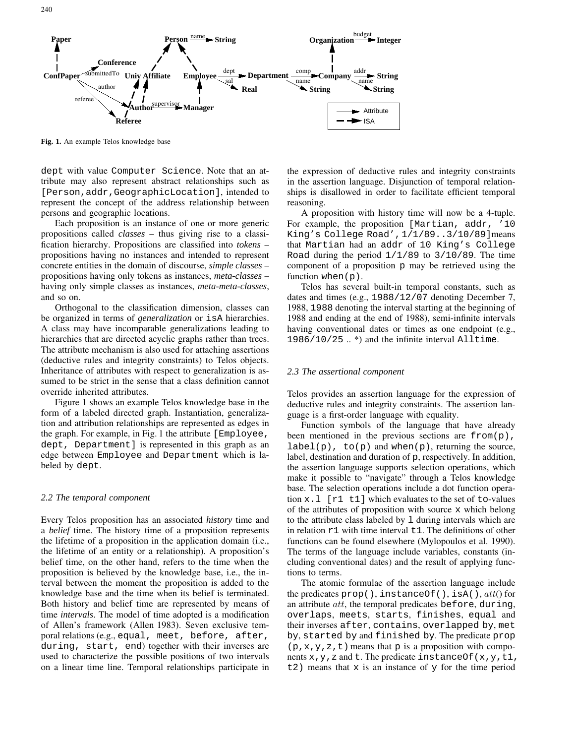Fig. 1. An example Telos knowledge base

dept with value Computer Science. Note that an attribute may also represent abstract relationships such as [Person,addr,GeographicLocation], intended to represent the concept of the address relationship between persons and geographic locations.

Each proposition is an instance of one or more generic propositions called *classes* – thus giving rise to a classification hierarchy. Propositions are classified into *tokens* – propositions having no instances and intended to represent concrete entities in the domain of discourse, *simple classes* – propositions having only tokens as instances, *meta-classes* – having only simple classes as instances, *meta-meta-classes*, and so on.

Orthogonal to the classification dimension, classes can be organized in terms of *generalization* or isA hierarchies. A class may have incomparable generalizations leading to hierarchies that are directed acyclic graphs rather than trees. The attribute mechanism is also used for attaching assertions (deductive rules and integrity constraints) to Telos objects. Inheritance of attributes with respect to generalization is assumed to be strict in the sense that a class definition cannot override inherited attributes.

Figure 1 shows an example Telos knowledge base in the form of a labeled directed graph. Instantiation, generalization and attribution relationships are represented as edges in the graph. For example, in Fig. 1 the attribute [Employee, dept, Department] is represented in this graph as an edge between Employee and Department which is labeled by dept.

### 2.2 The temporal component

Every Telos proposition has an associated *history* time and a *belief* time. The history time of a proposition represents the lifetime of a proposition in the application domain (i.e., the lifetime of an entity or a relationship). A proposition's belief time, on the other hand, refers to the time when the proposition is believed by the knowledge base, i.e., the interval between the moment the proposition is added to the knowledge base and the time when its belief is terminated. Both history and belief time are represented by means of time *intervals*. The model of time adopted is a modification of Allen's framework (Allen 1983). Seven exclusive temporal relations (e.g., equal, meet, before, after, during, start, end) together with their inverses are used to characterize the possible positions of two intervals on a linear time line. Temporal relationships participate in the expression of deductive rules and integrity constraints in the assertion language. Disjunction of temporal relationships is disallowed in order to facilitate efficient temporal reasoning.

A proposition with history time will now be a 4-tuple. For example, the proposition [Martian, addr, '10 King's College Road', 1/1/89..3/10/89] means that Martian had an addr of 10 King's College Road during the period 1/1/89 to 3/10/89. The time component of a proposition p may be retrieved using the function when(p).

Telos has several built-in temporal constants, such as dates and times (e.g., 1988/12/07 denoting December 7, 1988, 1988 denoting the interval starting at the beginning of 1988 and ending at the end of 1988), semi-infinite intervals having conventional dates or times as one endpoint (e.g., 1986/10/25 .. *) and the infinite interval Alltime.

### 2.3 The assertional component

Telos provides an assertion language for the expression of deductive rules and integrity constraints. The assertion language is a first-order language with equality.

Function symbols of the language that have already been mentioned in the previous sections are from(p), label(p), to(p) and when(p), returning the source, label, destination and duration of p, respectively. In addition, the assertion language supports selection operations, which make it possible to "navigate" through a Telos knowledge base. The selection operations include a dot function operation x.l [r1 t1] which evaluates to the set of to-values of the attributes of proposition with source x which belong to the attribute class labeled by l during intervals which are in relation r1 with time interval t1. The definitions of other functions can be found elsewhere (Mylopoulos et al. 1990). The terms of the language include variables, constants (including conventional dates) and the result of applying functions to terms.

The atomic formulae of the assertion language include the predicates prop(), instanceOf(), isA(), *att*() for an attribute *att*, the temporal predicates before, during, overlaps, meets, starts, finishes, equal and their inverses after, contains, overlapped by, met by, started by and finished by. The predicate prop (p,x,y,z,t) means that p is a proposition with components x,y,z and t. The predicate instanceOf(x,y,t1, t2) means that x is an instance of y for the time period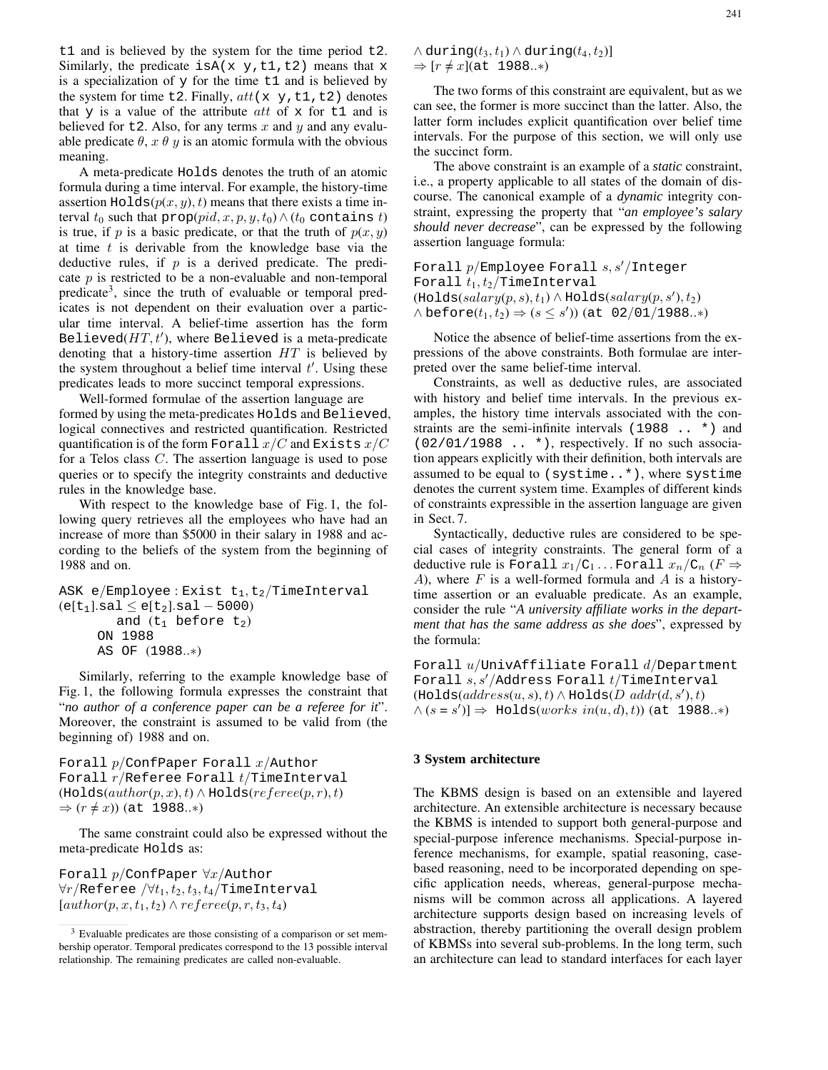t1 and is believed by the system for the time period t2. Similarly, the predicate isA(x y,t1,t2) means that x is a specialization of y for the time t1 and is believed by the system for time t2. Finally, $att$(x y,t1,t2) denotes that y is a value of the attribute $att$ of x for t1 and is believed for t2. Also, for any terms $x$ and $y$ and any evaluable predicate $\theta$, $x\ \theta\ y$ is an atomic formula with the obvious meaning.

A meta-predicate Holds denotes the truth of an atomic formula during a time interval. For example, the history-time assertion Holds$(p(x,y),t)$ means that there exists a time interval $t_0$ such that prop$(pid,x,p,y,t_0) \wedge (t_0$ contains $t)$ is true, if $p$ is a basic predicate, or that the truth of $p(x,y)$ at time $t$ is derivable from the knowledge base via the deductive rules, if $p$ is a derived predicate. The predicate $p$ is restricted to be a non-evaluable and non-temporal predicate[3], since the truth of evaluable or temporal predicates is not dependent on their evaluation over a particular time interval. A belief-time assertion has the form Believed$(HT,t')$, where Believed is a meta-predicate denoting that a history-time assertion $HT$ is believed by the system throughout a belief time interval $t'$. Using these predicates leads to more succinct temporal expressions.

Well-formed formulae of the assertion language are formed by using the meta-predicates Holds and Believed, logical connectives and restricted quantification. Restricted quantification is of the form Forall $x/C$ and Exists $x/C$ for a Telos class $C$. The assertion language is used to pose queries or to specify the integrity constraints and deductive rules in the knowledge base.

With respect to the knowledge base of Fig. 1, the following query retrieves all the employees who have had an increase of more than \$5000 in their salary in 1988 and according to the beliefs of the system from the beginning of 1988 and on.

```
ASK e/Employee : Exist t1, t2/TimeInterval
(e[t1].sal ≤ e[t2].sal − 5000)
      and (t1 before t2)
   ON 1988
   AS OF (1988..*)
```

Similarly, referring to the example knowledge base of Fig. 1, the following formula expresses the constraint that "*no author of a conference paper can be a referee for it*". Moreover, the constraint is assumed to be valid from (the beginning of) 1988 and on.

```
Forall p/ConfPaper Forall x/Author
Forall r/Referee Forall t/TimeInterval
(Holds(author(p,x),t) ∧ Holds(referee(p,r),t)
⇒ (r ≠ x)) (at 1988..*)
```

The same constraint could also be expressed without the meta-predicate Holds as:

```
Forall p/ConfPaper ∀x/Author
∀r/Referee /∀t1, t2, t3, t4/TimeInterval
[author(p,x,t1,t2) ∧ referee(p,r,t3,t4)
∧ during(t3,t1) ∧ during(t4,t2)]
⇒ [r ≠ x](at 1988..*)
```

The two forms of this constraint are equivalent, but as we can see, the former is more succinct than the latter. Also, the latter form includes explicit quantification over belief time intervals. For the purpose of this section, we will only use the succinct form.

The above constraint is an example of a *static* constraint, i.e., a property applicable to all states of the domain of discourse. The canonical example of a *dynamic* integrity constraint, expressing the property that "*an employee's salary should never decrease*", can be expressed by the following assertion language formula:

```
Forall p/Employee Forall s, s'/Integer
Forall t1, t2/TimeInterval
(Holds(salary(p,s),t1) ∧ Holds(salary(p,s'),t2)
∧ before(t1,t2) ⇒ (s ≤ s')) (at 02/01/1988..*)
```

Notice the absence of belief-time assertions from the expressions of the above constraints. Both formulae are interpreted over the same belief-time interval.

Constraints, as well as deductive rules, are associated with history and belief time intervals. In the previous examples, the history time intervals associated with the constraints are the semi-infinite intervals (1988 .. *) and (02/01/1988 .. *), respectively. If no such association appears explicitly with their definition, both intervals are assumed to be equal to (systime..*), where systime denotes the current system time. Examples of different kinds of constraints expressible in the assertion language are given in Sect. 7.

Syntactically, deductive rules are considered to be special cases of integrity constraints. The general form of a deductive rule is Forall $x_1$/C$_1$ ... Forall $x_n$/C$_n$ ($F \Rightarrow A$), where $F$ is a well-formed formula and $A$ is a history-time assertion or an evaluable predicate. As an example, consider the rule "*A university affiliate works in the department that has the same address as she does*", expressed by the formula:

```
Forall u/UnivAffiliate Forall d/Department
Forall s, s'/Address Forall t/TimeInterval
(Holds(address(u,s),t) ∧ Holds(D addr(d,s'),t)
∧ (s = s')] ⇒ Holds(works in(u,d),t)) (at 1988..*)
```

## 3 System architecture

The KBMS design is based on an extensible and layered architecture. An extensible architecture is necessary because the KBMS is intended to support both general-purpose and special-purpose inference mechanisms. Special-purpose inference mechanisms, for example, spatial reasoning, case-based reasoning, need to be incorporated depending on specific application needs, whereas, general-purpose mechanisms will be common across all applications. A layered architecture supports design based on increasing levels of abstraction, thereby partitioning the overall design problem of KBMSs into several sub-problems. In the long term, such an architecture can lead to standard interfaces for each layer

[3] Evaluable predicates are those consisting of a comparison or set membership operator. Temporal predicates correspond to the 13 possible interval relationship. The remaining predicates are called non-evaluable.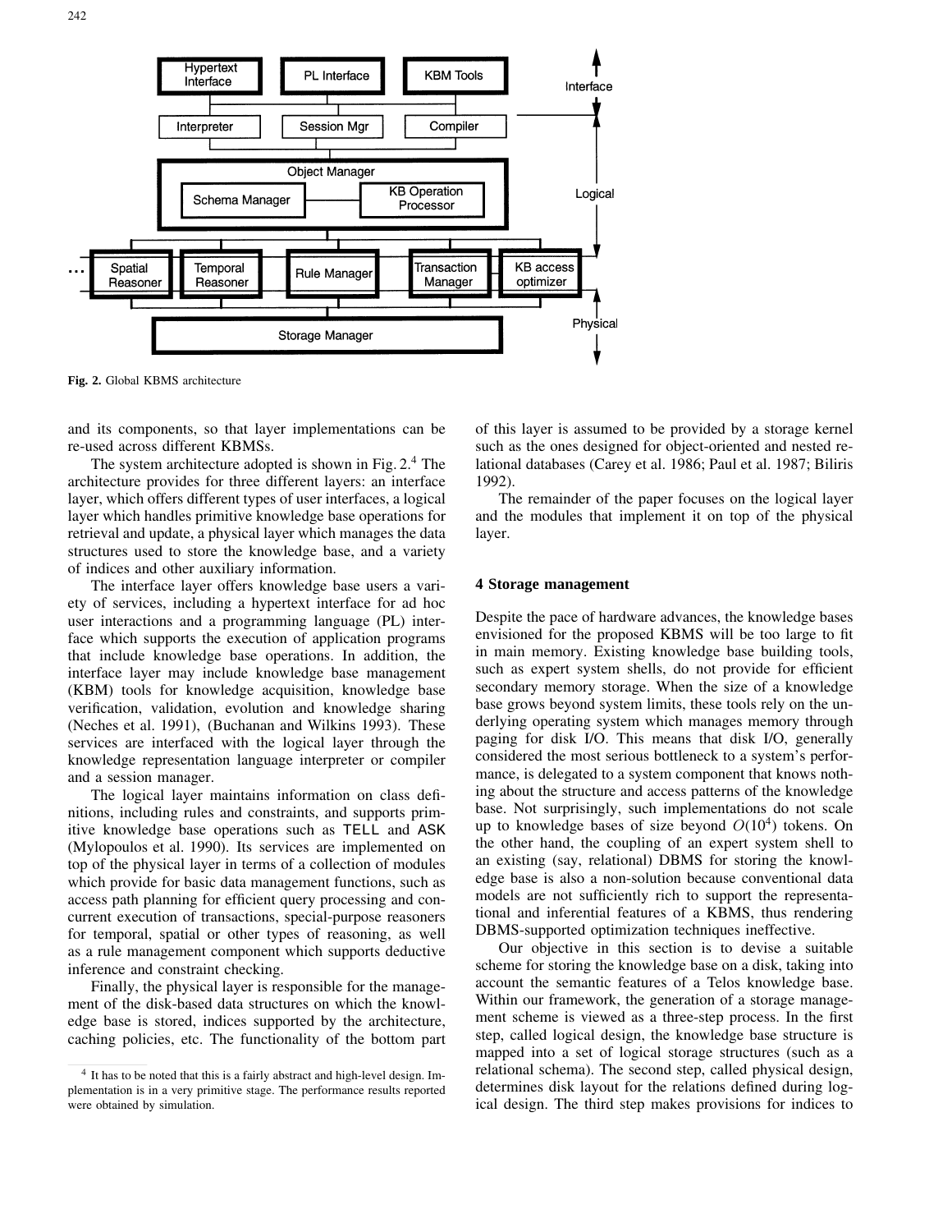Fig. 2. Global KBMS architecture

and its components, so that layer implementations can be re-used across different KBMSs.

The system architecture adopted is shown in Fig. 2.[4] The architecture provides for three different layers: an interface layer, which offers different types of user interfaces, a logical layer which handles primitive knowledge base operations for retrieval and update, a physical layer which manages the data structures used to store the knowledge base, and a variety of indices and other auxiliary information.

The interface layer offers knowledge base users a variety of services, including a hypertext interface for ad hoc user interactions and a programming language (PL) interface which supports the execution of application programs that include knowledge base operations. In addition, the interface layer may include knowledge base management (KBM) tools for knowledge acquisition, knowledge base verification, validation, evolution and knowledge sharing (Neches et al. 1991), (Buchanan and Wilkins 1993). These services are interfaced with the logical layer through the knowledge representation language interpreter or compiler and a session manager.

The logical layer maintains information on class definitions, including rules and constraints, and supports primitive knowledge base operations such as TELL and ASK (Mylopoulos et al. 1990). Its services are implemented on top of the physical layer in terms of a collection of modules which provide for basic data management functions, such as access path planning for efficient query processing and concurrent execution of transactions, special-purpose reasoners for temporal, spatial or other types of reasoning, as well as a rule management component which supports deductive inference and constraint checking.

Finally, the physical layer is responsible for the management of the disk-based data structures on which the knowledge base is stored, indices supported by the architecture, caching policies, etc. The functionality of the bottom part of this layer is assumed to be provided by a storage kernel such as the ones designed for object-oriented and nested relational databases (Carey et al. 1986; Paul et al. 1987; Biliris 1992).

The remainder of the paper focuses on the logical layer and the modules that implement it on top of the physical layer.

[4] It has to be noted that this is a fairly abstract and high-level design. Implementation is in a very primitive stage. The performance results reported were obtained by simulation.

## 4 Storage management

Despite the pace of hardware advances, the knowledge bases envisioned for the proposed KBMS will be too large to fit in main memory. Existing knowledge base building tools, such as expert system shells, do not provide for efficient secondary memory storage. When the size of a knowledge base grows beyond system limits, these tools rely on the underlying operating system which manages memory through paging for disk I/O. This means that disk I/O, generally considered the most serious bottleneck to a system's performance, is delegated to a system component that knows nothing about the structure and access patterns of the knowledge base. Not surprisingly, such implementations do not scale up to knowledge bases of size beyond $O(10^4)$ tokens. On the other hand, the coupling of an expert system shell to an existing (say, relational) DBMS for storing the knowledge base is also a non-solution because conventional data models are not sufficiently rich to support the representational and inferential features of a KBMS, thus rendering DBMS-supported optimization techniques ineffective.

Our objective in this section is to devise a suitable scheme for storing the knowledge base on a disk, taking into account the semantic features of a Telos knowledge base. Within our framework, the generation of a storage management scheme is viewed as a three-step process. In the first step, called logical design, the knowledge base structure is mapped into a set of logical storage structures (such as a relational schema). The second step, called physical design, determines disk layout for the relations defined during logical design. The third step makes provisions for indices to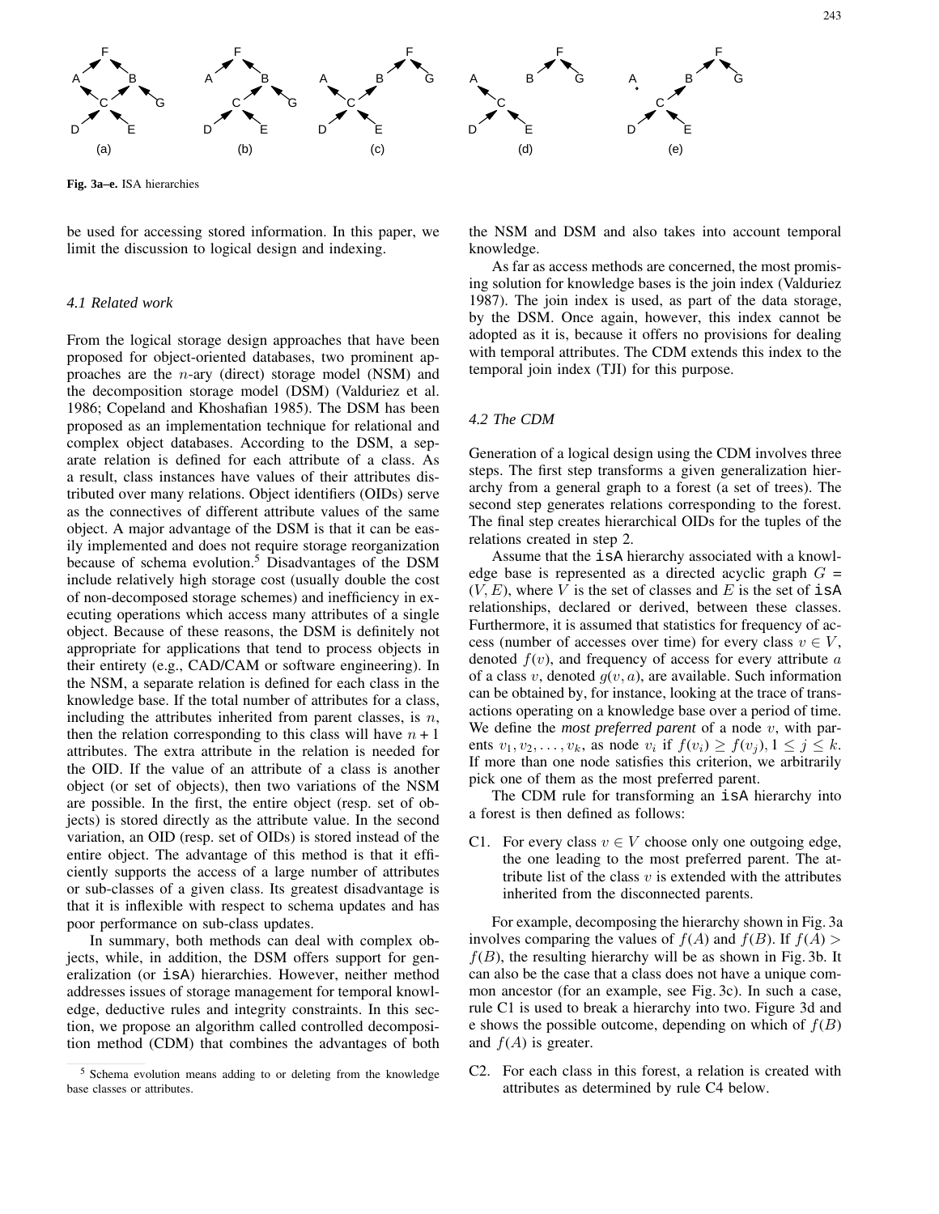Fig. 3a–e. ISA hierarchies

be used for accessing stored information. In this paper, we limit the discussion to logical design and indexing.

### 4.1 Related work

From the logical storage design approaches that have been proposed for object-oriented databases, two prominent approaches are the $n$-ary (direct) storage model (NSM) and the decomposition storage model (DSM) (Valduriez et al. 1986; Copeland and Khoshafian 1985). The DSM has been proposed as an implementation technique for relational and complex object databases. According to the DSM, a separate relation is defined for each attribute of a class. As a result, class instances have values of their attributes distributed over many relations. Object identifiers (OIDs) serve as the connectives of different attribute values of the same object. A major advantage of the DSM is that it can be easily implemented and does not require storage reorganization because of schema evolution.[5] Disadvantages of the DSM include relatively high storage cost (usually double the cost of non-decomposed storage schemes) and inefficiency in executing operations which access many attributes of a single object. Because of these reasons, the DSM is definitely not appropriate for applications that tend to process objects in their entirety (e.g., CAD/CAM or software engineering). In the NSM, a separate relation is defined for each class in the knowledge base. If the total number of attributes for a class, including the attributes inherited from parent classes, is $n$, then the relation corresponding to this class will have $n+1$ attributes. The extra attribute in the relation is needed for the OID. If the value of an attribute of a class is another object (or set of objects), then two variations of the NSM are possible. In the first, the entire object (resp. set of objects) is stored directly as the attribute value. In the second variation, an OID (resp. set of OIDs) is stored instead of the entire object. The advantage of this method is that it efficiently supports the access of a large number of attributes or sub-classes of a given class. Its greatest disadvantage is that it is inflexible with respect to schema updates and has poor performance on sub-class updates.

In summary, both methods can deal with complex objects, while, in addition, the DSM offers support for generalization (or `isA`) hierarchies. However, neither method addresses issues of storage management for temporal knowledge, deductive rules and integrity constraints. In this section, we propose an algorithm called controlled decomposition method (CDM) that combines the advantages of both the NSM and DSM and also takes into account temporal knowledge.

As far as access methods are concerned, the most promising solution for knowledge bases is the join index (Valduriez 1987). The join index is used, as part of the data storage, by the DSM. Once again, however, this index cannot be adopted as it is, because it offers no provisions for dealing with temporal attributes. The CDM extends this index to the temporal join index (TJI) for this purpose.

### 4.2 The CDM

Generation of a logical design using the CDM involves three steps. The first step transforms a given generalization hierarchy from a general graph to a forest (a set of trees). The second step generates relations corresponding to the forest. The final step creates hierarchical OIDs for the tuples of the relations created in step 2.

Assume that the `isA` hierarchy associated with a knowledge base is represented as a directed acyclic graph $G = (V, E)$, where $V$ is the set of classes and $E$ is the set of `isA` relationships, declared or derived, between these classes. Furthermore, it is assumed that statistics for frequency of access (number of accesses over time) for every class $v \in V$, denoted $f(v)$, and frequency of access for every attribute $a$ of a class $v$, denoted $g(v, a)$, are available. Such information can be obtained by, for instance, looking at the trace of transactions operating on a knowledge base over a period of time. We define the *most preferred parent* of a node $v$, with parents $v_1, v_2, \ldots, v_k$, as node $v_i$ if $f(v_i) \geq f(v_j), 1 \leq j \leq k$. If more than one node satisfies this criterion, we arbitrarily pick one of them as the most preferred parent.

The CDM rule for transforming an `isA` hierarchy into a forest is then defined as follows:

C1. For every class $v \in V$ choose only one outgoing edge, the one leading to the most preferred parent. The attribute list of the class $v$ is extended with the attributes inherited from the disconnected parents.

For example, decomposing the hierarchy shown in Fig. 3a involves comparing the values of $f(A)$ and $f(B)$. If $f(A) > f(B)$, the resulting hierarchy will be as shown in Fig. 3b. It can also be the case that a class does not have a unique common ancestor (for an example, see Fig. 3c). In such a case, rule C1 is used to break a hierarchy into two. Figure 3d and e shows the possible outcome, depending on which of $f(B)$ and $f(A)$ is greater.

C2. For each class in this forest, a relation is created with attributes as determined by rule C4 below.

[5] Schema evolution means adding to or deleting from the knowledge base classes or attributes.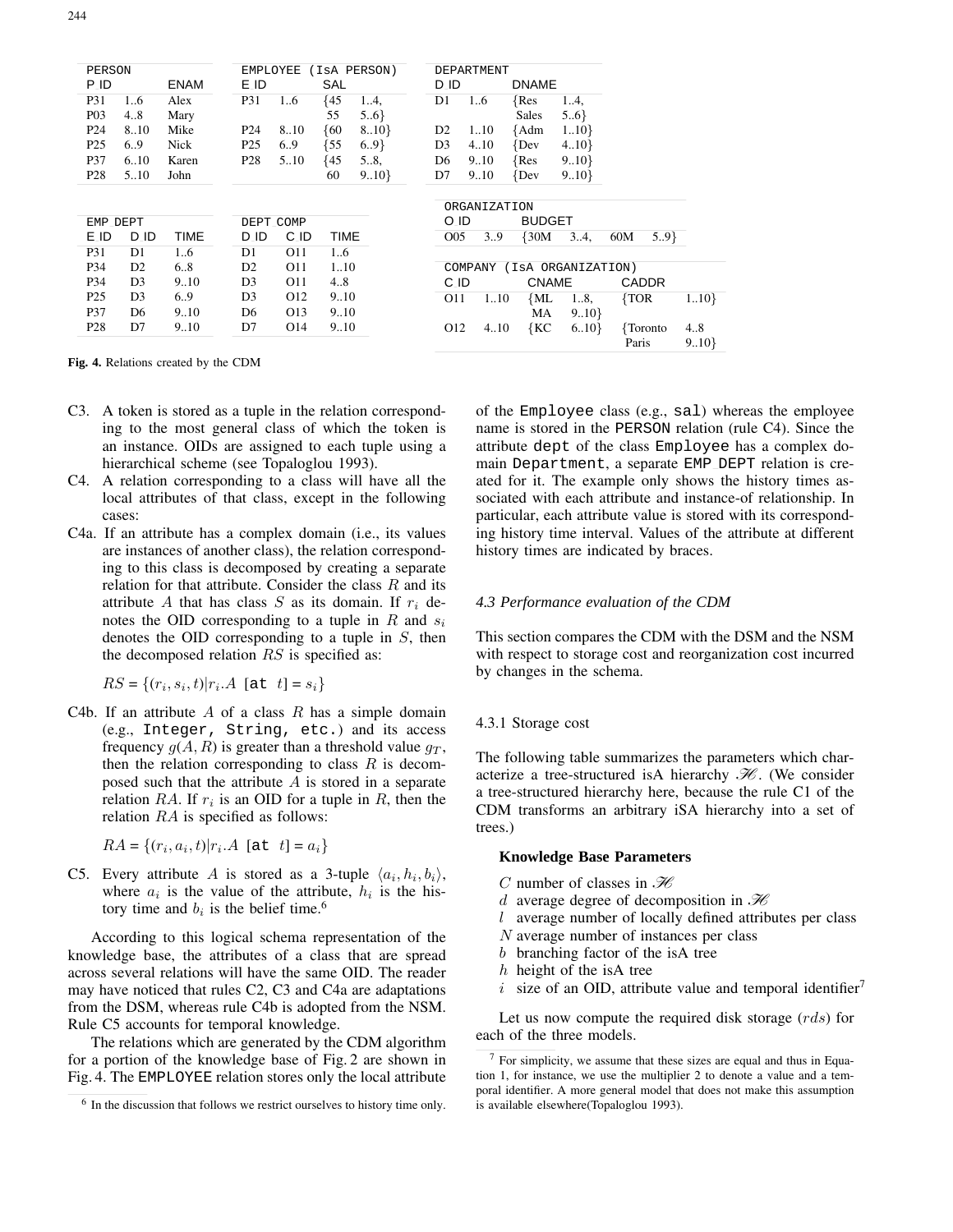| PERSON | | |
|---|---|---|
| P ID | | ENAM |
| P31 | 1..6 | Alex |
| P03 | 4..8 | Mary |
| P24 | 8..10 | Mike |
| P25 | 6..9 | Nick |
| P37 | 6..10 | Karen |
| P28 | 5..10 | John |

| EMPLOYEE (IsA PERSON) | | | |
|---|---|---|---|
| E ID | | SAL | |
| P31 | 1..6 | {45 | 1..4, |
| | | 55 | 5..6} |
| P24 | 8..10 | {60 | 8..10} |
| P25 | 6..9 | {55 | 6..9} |
| P28 | 5..10 | {45 | 5..8, |
| | | 60 | 9..10} |

| DEPARTMENT | | | |
|---|---|---|---|
| D ID | | DNAME | |
| D1 | 1..6 | {Res | 1..4, |
| | | Sales | 5..6} |
| D2 | 1..10 | {Adm | 1..10} |
| D3 | 4..10 | {Dev | 4..10} |
| D6 | 9..10 | {Res | 9..10} |
| D7 | 9..10 | {Dev | 9..10} |

| ORGANIZATION | | | | | |
|---|---|---|---|---|---|
| O ID | | BUDGET | | | |
| O05 | 3..9 | {30M | 3..4, | 60M | 5..9} |

| EMP DEPT | | |
|---|---|---|
| E ID | D ID | TIME |
| P31 | D1 | 1..6 |
| P34 | D2 | 6..8 |
| P34 | D3 | 9..10 |
| P25 | D3 | 6..9 |
| P37 | D6 | 9..10 |
| P28 | D7 | 9..10 |

| DEPT COMP | | |
|---|---|---|
| D ID | C ID | TIME |
| D1 | O11 | 1..6 |
| D2 | O11 | 1..10 |
| D3 | O11 | 4..8 |
| D3 | O12 | 9..10 |
| D6 | O13 | 9..10 |
| D7 | O14 | 9..10 |

| COMPANY (IsA ORGANIZATION) | | | | | |
|---|---|---|---|---|---|
| C ID | | CNAME | | CADDR | |
| O11 | 1..10 | {ML | 1..8, | {TOR | 1..10} |
| | | MA | 9..10} | | |
| O12 | 4..10 | {KC | 6..10} | {Toronto | 4..8 |
| | | | | Paris | 9..10} |

**Fig. 4.** Relations created by the CDM

C3. A token is stored as a tuple in the relation corresponding to the most general class of which the token is an instance. OIDs are assigned to each tuple using a hierarchical scheme (see Topaloglou 1993).

C4. A relation corresponding to a class will have all the local attributes of that class, except in the following cases:

C4a. If an attribute has a complex domain (i.e., its values are instances of another class), the relation corresponding to this class is decomposed by creating a separate relation for that attribute. Consider the class $R$ and its attribute $A$ that has class $S$ as its domain. If $r_i$ denotes the OID corresponding to a tuple in $R$ and $s_i$ denotes the OID corresponding to a tuple in $S$, then the decomposed relation $RS$ is specified as:

$$RS = \{(r_i, s_i, t) | r_i.A \text{ [at } t\text{]} = s_i\}$$

C4b. If an attribute $A$ of a class $R$ has a simple domain (e.g., Integer, String, etc.) and its access frequency $g(A, R)$ is greater than a threshold value $g_T$, then the relation corresponding to class $R$ is decomposed such that the attribute $A$ is stored in a separate relation $RA$. If $r_i$ is an OID for a tuple in $R$, then the relation $RA$ is specified as follows:

$$RA = \{(r_i, a_i, t) | r_i.A \text{ [at } t\text{]} = a_i\}$$

C5. Every attribute $A$ is stored as a 3-tuple $\langle a_i, h_i, b_i \rangle$, where $a_i$ is the value of the attribute, $h_i$ is the history time and $b_i$ is the belief time.[6]

According to this logical schema representation of the knowledge base, the attributes of a class that are spread across several relations will have the same OID. The reader may have noticed that rules C2, C3 and C4a are adaptations from the DSM, whereas rule C4b is adopted from the NSM. Rule C5 accounts for temporal knowledge.

The relations which are generated by the CDM algorithm for a portion of the knowledge base of Fig. 2 are shown in Fig. 4. The EMPLOYEE relation stores only the local attribute of the Employee class (e.g., sal) whereas the employee name is stored in the PERSON relation (rule C4). Since the attribute dept of the class Employee has a complex domain Department, a separate EMP DEPT relation is created for it. The example only shows the history times associated with each attribute and instance-of relationship. In particular, each attribute value is stored with its corresponding history time interval. Values of the attribute at different history times are indicated by braces.

[6] In the discussion that follows we restrict ourselves to history time only.

### *4.3 Performance evaluation of the CDM*

This section compares the CDM with the DSM and the NSM with respect to storage cost and reorganization cost incurred by changes in the schema.

#### 4.3.1 Storage cost

The following table summarizes the parameters which characterize a tree-structured isA hierarchy $\mathscr{H}$. (We consider a tree-structured hierarchy here, because the rule C1 of the CDM transforms an arbitrary iSA hierarchy into a set of trees.)

**Knowledge Base Parameters**

- $C$ number of classes in $\mathscr{H}$
- $d$ average degree of decomposition in $\mathscr{H}$
- $l$ average number of locally defined attributes per class
- $N$ average number of instances per class
- $b$ branching factor of the isA tree
- $h$ height of the isA tree
- $i$ size of an OID, attribute value and temporal identifier[7]

Let us now compute the required disk storage ($rds$) for each of the three models.

[7] For simplicity, we assume that these sizes are equal and thus in Equation 1, for instance, we use the multiplier 2 to denote a value and a temporal identifier. A more general model that does not make this assumption is available elsewhere(Topaloglou 1993).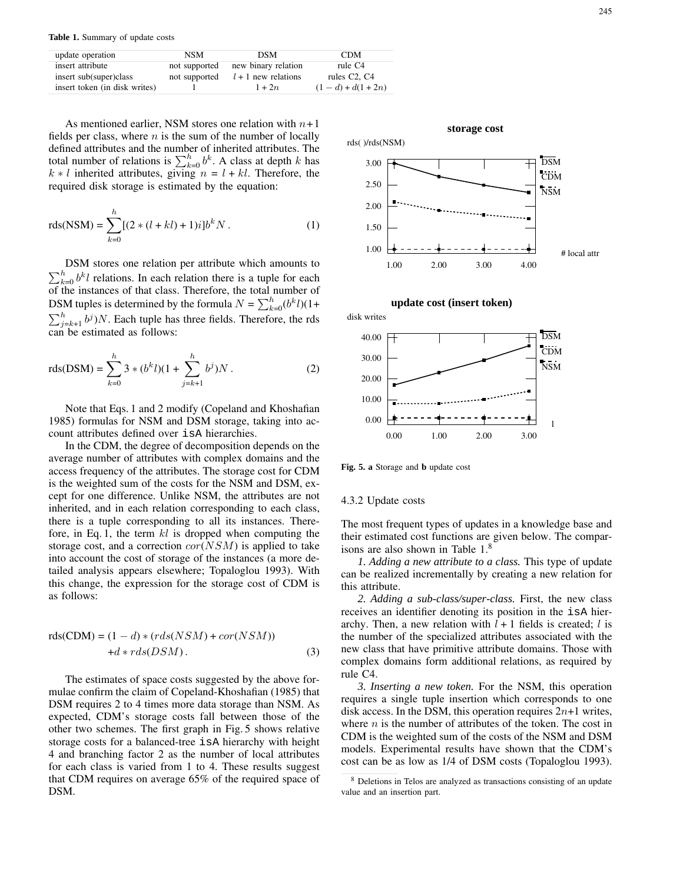**Table 1.** Summary of update costs

| update operation | NSM | DSM | CDM |
|---|---|---|---|
| insert attribute | not supported | new binary relation | rule C4 |
| insert sub(super)class | not supported | $l+1$ new relations | rules C2, C4 |
| insert token (in disk writes) | 1 | $1+2n$ | $(1-d)+d(1+2n)$ |

As mentioned earlier, NSM stores one relation with $n+1$ fields per class, where $n$ is the sum of the number of locally defined attributes and the number of inherited attributes. The total number of relations is $\sum_{k=0}^{h} b^k$. A class at depth $k$ has $k*l$ inherited attributes, giving $n = l + kl$. Therefore, the required disk storage is estimated by the equation:

$$\text{rds(NSM)} = \sum_{k=0}^{h} [(2*(l+kl)+1)i]b^k N \,. \tag{1}$$

DSM stores one relation per attribute which amounts to $\sum_{k=0}^{h} b^k l$ relations. In each relation there is a tuple for each of the instances of that class. Therefore, the total number of DSM tuples is determined by the formula $N = \sum_{k=0}^{h}(b^k l)(1 + \sum_{j=k+1}^{h} b^j)N$. Each tuple has three fields. Therefore, the rds can be estimated as follows:

$$\text{rds(DSM)} = \sum_{k=0}^{h} 3*(b^k l)(1 + \sum_{j=k+1}^{h} b^j)N \,. \tag{2}$$

Note that Eqs. 1 and 2 modify (Copeland and Khoshafian 1985) formulas for NSM and DSM storage, taking into account attributes defined over `isA` hierarchies.

In the CDM, the degree of decomposition depends on the average number of attributes with complex domains and the access frequency of the attributes. The storage cost for CDM is the weighted sum of the costs for the NSM and DSM, except for one difference. Unlike NSM, the attributes are not inherited, and in each relation corresponding to each class, there is a tuple corresponding to all its instances. Therefore, in Eq. 1, the term $kl$ is dropped when computing the storage cost, and a correction $cor(NSM)$ is applied to take into account the cost of storage of the instances (a more detailed analysis appears elsewhere; Topaloglou 1993). With this change, the expression for the storage cost of CDM is as follows:

$$\begin{aligned}\text{rds(CDM)} = (1-d)*(rds(NSM) + cor(NSM)) \\ +d*rds(DSM) \,.\end{aligned} \tag{3}$$

The estimates of space costs suggested by the above formulae confirm the claim of Copeland-Khoshafian (1985) that DSM requires 2 to 4 times more data storage than NSM. As expected, CDM's storage costs fall between those of the other two schemes. The first graph in Fig. 5 shows relative storage costs for a balanced-tree `isA` hierarchy with height 4 and branching factor 2 as the number of local attributes for each class is varied from 1 to 4. These results suggest that CDM requires on average 65% of the required space of DSM.

**Fig. 5. a** Storage and **b** update cost

#### 4.3.2 Update costs

The most frequent types of updates in a knowledge base and their estimated cost functions are given below. The comparisons are also shown in Table 1.[8]

*1. Adding a new attribute to a class.* This type of update can be realized incrementally by creating a new relation for this attribute.

*2. Adding a sub-class/super-class.* First, the new class receives an identifier denoting its position in the `isA` hierarchy. Then, a new relation with $l+1$ fields is created; $l$ is the number of the specialized attributes associated with the new class that have primitive attribute domains. Those with complex domains form additional relations, as required by rule C4.

*3. Inserting a new token.* For the NSM, this operation requires a single tuple insertion which corresponds to one disk access. In the DSM, this operation requires $2n+1$ writes, where $n$ is the number of attributes of the token. The cost in CDM is the weighted sum of the costs of the NSM and DSM models. Experimental results have shown that the CDM's cost can be as low as 1/4 of DSM costs (Topaloglou 1993).

[8] Deletions in Telos are analyzed as transactions consisting of an update value and an insertion part.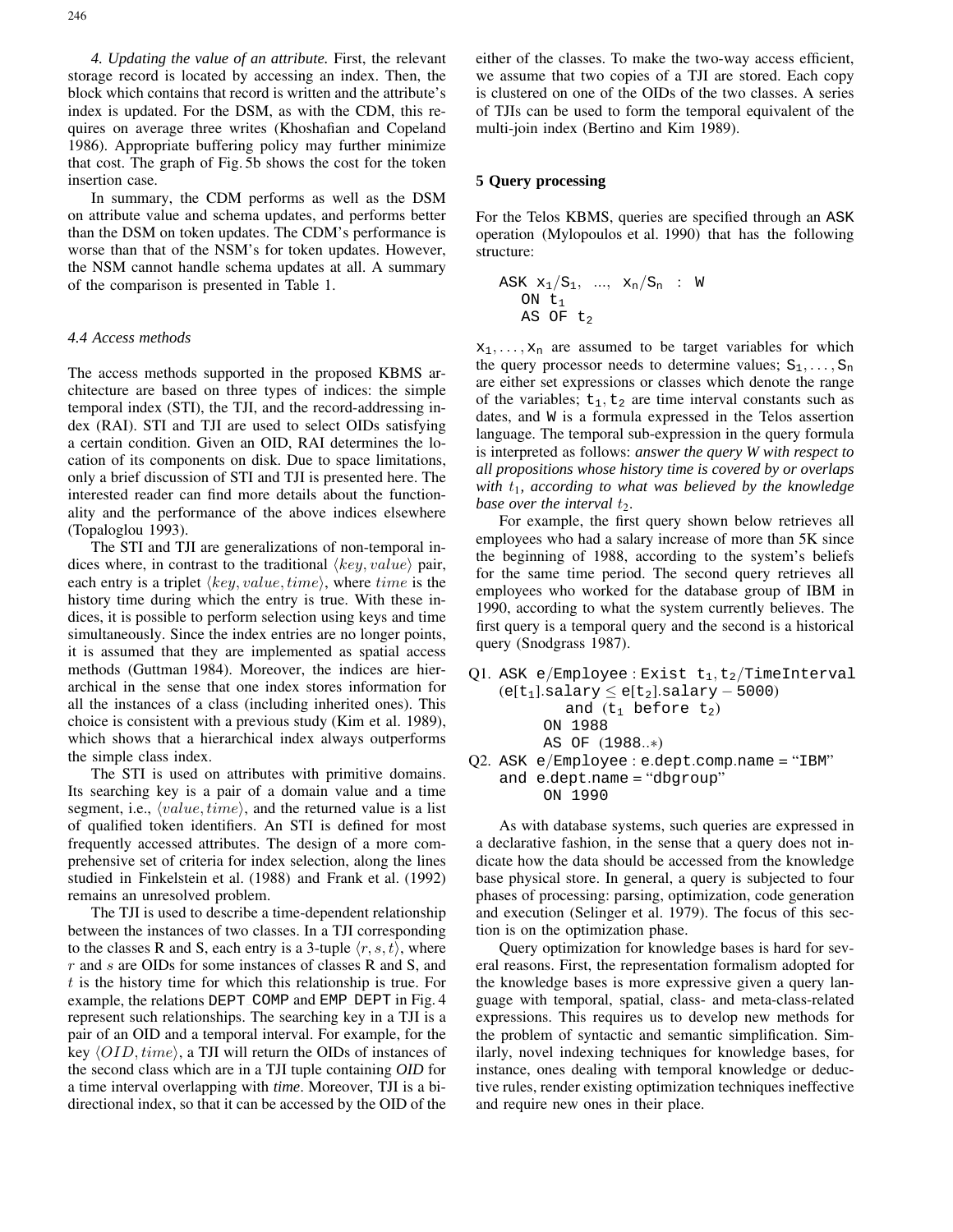*4. Updating the value of an attribute.* First, the relevant storage record is located by accessing an index. Then, the block which contains that record is written and the attribute's index is updated. For the DSM, as with the CDM, this requires on average three writes (Khoshafian and Copeland 1986). Appropriate buffering policy may further minimize that cost. The graph of Fig. 5b shows the cost for the token insertion case.

In summary, the CDM performs as well as the DSM on attribute value and schema updates, and performs better than the DSM on token updates. The CDM's performance is worse than that of the NSM's for token updates. However, the NSM cannot handle schema updates at all. A summary of the comparison is presented in Table 1.

### *4.4 Access methods*

The access methods supported in the proposed KBMS architecture are based on three types of indices: the simple temporal index (STI), the TJI, and the record-addressing index (RAI). STI and TJI are used to select OIDs satisfying a certain condition. Given an OID, RAI determines the location of its components on disk. Due to space limitations, only a brief discussion of STI and TJI is presented here. The interested reader can find more details about the functionality and the performance of the above indices elsewhere (Topaloglou 1993).

The STI and TJI are generalizations of non-temporal indices where, in contrast to the traditional $\langle key, value\rangle$ pair, each entry is a triplet $\langle key, value, time\rangle$, where $time$ is the history time during which the entry is true. With these indices, it is possible to perform selection using keys and time simultaneously. Since the index entries are no longer points, it is assumed that they are implemented as spatial access methods (Guttman 1984). Moreover, the indices are hierarchical in the sense that one index stores information for all the instances of a class (including inherited ones). This choice is consistent with a previous study (Kim et al. 1989), which shows that a hierarchical index always outperforms the simple class index.

The STI is used on attributes with primitive domains. Its searching key is a pair of a domain value and a time segment, i.e., $\langle value, time\rangle$, and the returned value is a list of qualified token identifiers. An STI is defined for most frequently accessed attributes. The design of a more comprehensive set of criteria for index selection, along the lines studied in Finkelstein et al. (1988) and Frank et al. (1992) remains an unresolved problem.

The TJI is used to describe a time-dependent relationship between the instances of two classes. In a TJI corresponding to the classes R and S, each entry is a 3-tuple $\langle r, s, t\rangle$, where $r$ and $s$ are OIDs for some instances of classes R and S, and $t$ is the history time for which this relationship is true. For example, the relations DEPT_COMP and EMP_DEPT in Fig. 4 represent such relationships. The searching key in a TJI is a pair of an OID and a temporal interval. For example, for the key $\langle OID, time\rangle$, a TJI will return the OIDs of instances of the second class which are in a TJI tuple containing *OID* for a time interval overlapping with *time*. Moreover, TJI is a bi-directional index, so that it can be accessed by the OID of the either of the classes. To make the two-way access efficient, we assume that two copies of a TJI are stored. Each copy is clustered on one of the OIDs of the two classes. A series of TJIs can be used to form the temporal equivalent of the multi-join index (Bertino and Kim 1989).

## 5 Query processing

For the Telos KBMS, queries are specified through an ASK operation (Mylopoulos et al. 1990) that has the following structure:

```
ASK x1/S1, ..., xn/Sn : W
   ON t1
   AS OF t2
```

$x_1, \ldots, x_n$ are assumed to be target variables for which the query processor needs to determine values; $S_1, \ldots, S_n$ are either set expressions or classes which denote the range of the variables; $t_1, t_2$ are time interval constants such as dates, and W is a formula expressed in the Telos assertion language. The temporal sub-expression in the query formula is interpreted as follows: *answer the query W with respect to all propositions whose history time is covered by or overlaps with $t_1$, according to what was believed by the knowledge base over the interval $t_2$.*

For example, the first query shown below retrieves all employees who had a salary increase of more than 5K since the beginning of 1988, according to the system's beliefs for the same time period. The second query retrieves all employees who worked for the database group of IBM in 1990, according to what the system currently believes. The first query is a temporal query and the second is a historical query (Snodgrass 1987).

```
Q1. ASK e/Employee : Exist t1, t2/TimeInterval
    (e[t1].salary ≤ e[t2].salary − 5000)
          and (t1 before t2)
       ON 1988
       AS OF (1988..*)
Q2. ASK e/Employee : e.dept.comp.name = "IBM"
    and e.dept.name = "dbgroup"
       ON 1990
```

As with database systems, such queries are expressed in a declarative fashion, in the sense that a query does not indicate how the data should be accessed from the knowledge base physical store. In general, a query is subjected to four phases of processing: parsing, optimization, code generation and execution (Selinger et al. 1979). The focus of this section is on the optimization phase.

Query optimization for knowledge bases is hard for several reasons. First, the representation formalism adopted for the knowledge bases is more expressive given a query language with temporal, spatial, class- and meta-class-related expressions. This requires us to develop new methods for the problem of syntactic and semantic simplification. Similarly, novel indexing techniques for knowledge bases, for instance, ones dealing with temporal knowledge or deductive rules, render existing optimization techniques ineffective and require new ones in their place.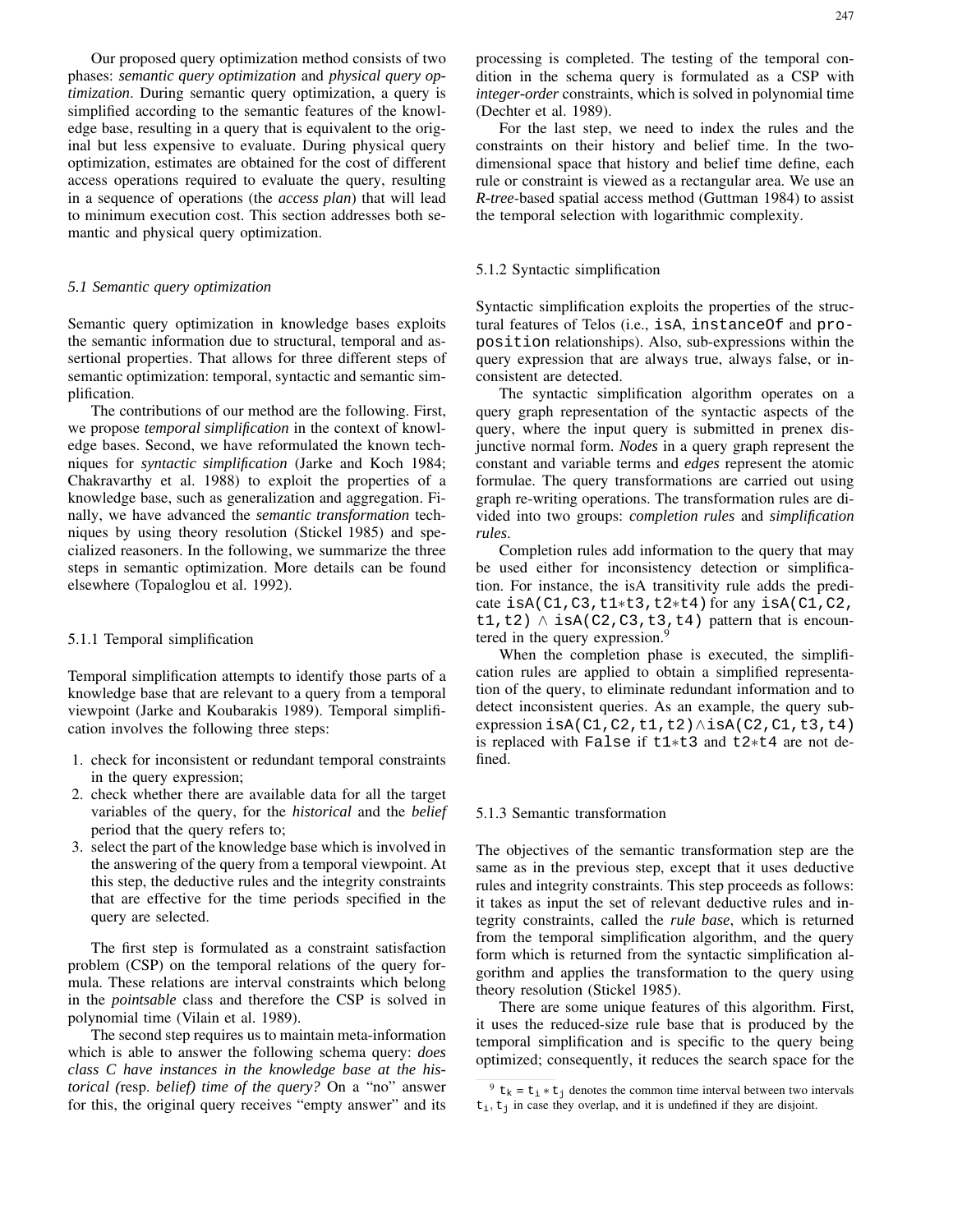Our proposed query optimization method consists of two phases: *semantic query optimization* and *physical query optimization*. During semantic query optimization, a query is simplified according to the semantic features of the knowledge base, resulting in a query that is equivalent to the original but less expensive to evaluate. During physical query optimization, estimates are obtained for the cost of different access operations required to evaluate the query, resulting in a sequence of operations (the *access plan*) that will lead to minimum execution cost. This section addresses both semantic and physical query optimization.

### *5.1 Semantic query optimization*

Semantic query optimization in knowledge bases exploits the semantic information due to structural, temporal and assertional properties. That allows for three different steps of semantic optimization: temporal, syntactic and semantic simplification.

The contributions of our method are the following. First, we propose *temporal simplification* in the context of knowledge bases. Second, we have reformulated the known techniques for *syntactic simplification* (Jarke and Koch 1984; Chakravarthy et al. 1988) to exploit the properties of a knowledge base, such as generalization and aggregation. Finally, we have advanced the *semantic transformation* techniques by using theory resolution (Stickel 1985) and specialized reasoners. In the following, we summarize the three steps in semantic optimization. More details can be found elsewhere (Topaloglou et al. 1992).

#### 5.1.1 Temporal simplification

Temporal simplification attempts to identify those parts of a knowledge base that are relevant to a query from a temporal viewpoint (Jarke and Koubarakis 1989). Temporal simplification involves the following three steps:

1. check for inconsistent or redundant temporal constraints in the query expression;
2. check whether there are available data for all the target variables of the query, for the *historical* and the *belief* period that the query refers to;
3. select the part of the knowledge base which is involved in the answering of the query from a temporal viewpoint. At this step, the deductive rules and the integrity constraints that are effective for the time periods specified in the query are selected.

The first step is formulated as a constraint satisfaction problem (CSP) on the temporal relations of the query formula. These relations are interval constraints which belong in the *pointsable* class and therefore the CSP is solved in polynomial time (Vilain et al. 1989).

The second step requires us to maintain meta-information which is able to answer the following schema query: *does class C have instances in the knowledge base at the historical (*resp. *belief) time of the query?* On a "no" answer for this, the original query receives "empty answer" and its processing is completed. The testing of the temporal condition in the schema query is formulated as a CSP with *integer-order* constraints, which is solved in polynomial time (Dechter et al. 1989).

For the last step, we need to index the rules and the constraints on their history and belief time. In the two-dimensional space that history and belief time define, each rule or constraint is viewed as a rectangular area. We use an *R-tree*-based spatial access method (Guttman 1984) to assist the temporal selection with logarithmic complexity.

#### 5.1.2 Syntactic simplification

Syntactic simplification exploits the properties of the structural features of Telos (i.e., `isA`, `instanceOf` and `proposition` relationships). Also, sub-expressions within the query expression that are always true, always false, or inconsistent are detected.

The syntactic simplification algorithm operates on a query graph representation of the syntactic aspects of the query, where the input query is submitted in prenex disjunctive normal form. *Nodes* in a query graph represent the constant and variable terms and *edges* represent the atomic formulae. The query transformations are carried out using graph re-writing operations. The transformation rules are divided into two groups: *completion rules* and *simplification rules*.

Completion rules add information to the query that may be used either for inconsistency detection or simplification. For instance, the isA transitivity rule adds the predicate `isA(C1,C3,t1*t3,t2*t4)` for any `isA(C1,C2,t1,t2)` $\wedge$ `isA(C2,C3,t3,t4)` pattern that is encountered in the query expression.[9]

When the completion phase is executed, the simplification rules are applied to obtain a simplified representation of the query, to eliminate redundant information and to detect inconsistent queries. As an example, the query subexpression `isA(C1,C2,t1,t2)`$\wedge$`isA(C2,C1,t3,t4)` is replaced with `False` if `t1*t3` and `t2*t4` are not defined.

#### 5.1.3 Semantic transformation

The objectives of the semantic transformation step are the same as in the previous step, except that it uses deductive rules and integrity constraints. This step proceeds as follows: it takes as input the set of relevant deductive rules and integrity constraints, called the *rule base*, which is returned from the temporal simplification algorithm, and the query form which is returned from the syntactic simplification algorithm and applies the transformation to the query using theory resolution (Stickel 1985).

There are some unique features of this algorithm. First, it uses the reduced-size rule base that is produced by the temporal simplification and is specific to the query being optimized; consequently, it reduces the search space for the

[9] $t_k = t_i * t_j$ denotes the common time interval between two intervals $t_i, t_j$ in case they overlap, and it is undefined if they are disjoint.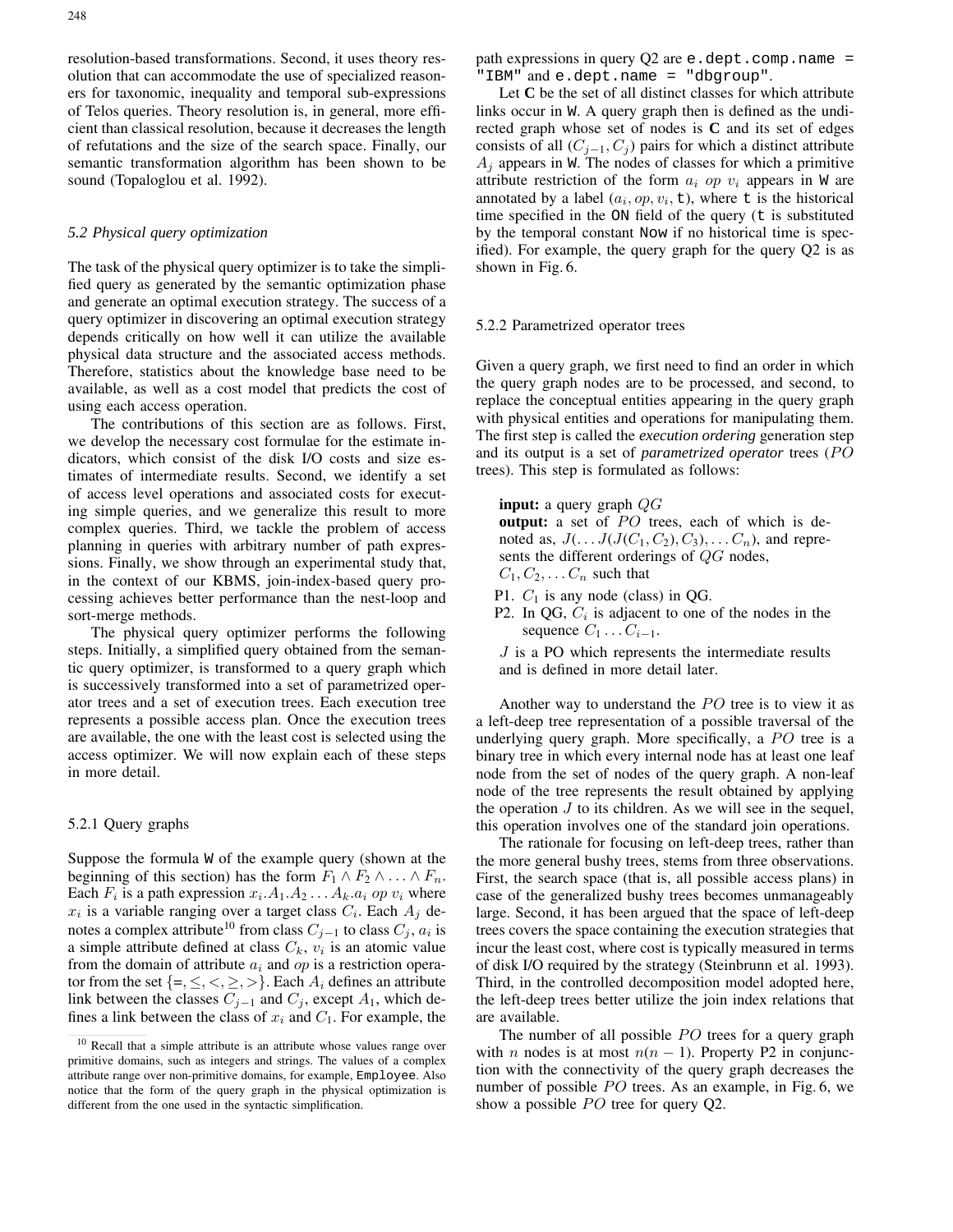resolution-based transformations. Second, it uses theory resolution that can accommodate the use of specialized reasoners for taxonomic, inequality and temporal sub-expressions of Telos queries. Theory resolution is, in general, more efficient than classical resolution, because it decreases the length of refutations and the size of the search space. Finally, our semantic transformation algorithm has been shown to be sound (Topaloglou et al. 1992).

### *5.2 Physical query optimization*

The task of the physical query optimizer is to take the simplified query as generated by the semantic optimization phase and generate an optimal execution strategy. The success of a query optimizer in discovering an optimal execution strategy depends critically on how well it can utilize the available physical data structure and the associated access methods. Therefore, statistics about the knowledge base need to be available, as well as a cost model that predicts the cost of using each access operation.

The contributions of this section are as follows. First, we develop the necessary cost formulae for the estimate indicators, which consist of the disk I/O costs and size estimates of intermediate results. Second, we identify a set of access level operations and associated costs for executing simple queries, and we generalize this result to more complex queries. Third, we tackle the problem of access planning in queries with arbitrary number of path expressions. Finally, we show through an experimental study that, in the context of our KBMS, join-index-based query processing achieves better performance than the nest-loop and sort-merge methods.

The physical query optimizer performs the following steps. Initially, a simplified query obtained from the semantic query optimizer, is transformed to a query graph which is successively transformed into a set of parametrized operator trees and a set of execution trees. Each execution tree represents a possible access plan. Once the execution trees are available, the one with the least cost is selected using the access optimizer. We will now explain each of these steps in more detail.

#### 5.2.1 Query graphs

Suppose the formula `W` of the example query (shown at the beginning of this section) has the form $F_1 \wedge F_2 \wedge \ldots \wedge F_n$. Each $F_i$ is a path expression $x_i.A_1.A_2 \ldots A_k.a_i \; op \; v_i$ where $x_i$ is a variable ranging over a target class $C_i$. Each $A_j$ denotes a complex attribute[10] from class $C_{j-1}$ to class $C_j$, $a_i$ is a simple attribute defined at class $C_k$, $v_i$ is an atomic value from the domain of attribute $a_i$ and $op$ is a restriction operator from the set $\{=, \leq, <, \geq, >\}$. Each $A_i$ defines an attribute link between the classes $C_{j-1}$ and $C_j$, except $A_1$, which defines a link between the class of $x_i$ and $C_1$. For example, the path expressions in query Q2 are `e.dept.comp.name = "IBM"` and `e.dept.name = "dbgroup"`.

Let **C** be the set of all distinct classes for which attribute links occur in `W`. A query graph then is defined as the undirected graph whose set of nodes is **C** and its set of edges consists of all $(C_{j-1}, C_j)$ pairs for which a distinct attribute $A_j$ appears in `W`. The nodes of classes for which a primitive attribute restriction of the form $a_i \; op \; v_i$ appears in `W` are annotated by a label $(a_i, op, v_i, \texttt{t})$, where `t` is the historical time specified in the `ON` field of the query (`t` is substituted by the temporal constant `Now` if no historical time is specified). For example, the query graph for the query Q2 is as shown in Fig. 6.

#### 5.2.2 Parametrized operator trees

Given a query graph, we first need to find an order in which the query graph nodes are to be processed, and second, to replace the conceptual entities appearing in the query graph with physical entities and operations for manipulating them. The first step is called the *execution ordering* generation step and its output is a set of *parametrized operator* trees ($PO$ trees). This step is formulated as follows:

> **input:** a query graph $QG$
> **output:** a set of $PO$ trees, each of which is denoted as, $J(\ldots J(J(C_1, C_2), C_3), \ldots C_n)$, and represents the different orderings of $QG$ nodes, $C_1, C_2, \ldots C_n$ such that
>
> P1. $C_1$ is any node (class) in QG.
> P2. In QG, $C_i$ is adjacent to one of the nodes in the sequence $C_1 \ldots C_{i-1}$.
>
> $J$ is a PO which represents the intermediate results and is defined in more detail later.

Another way to understand the $PO$ tree is to view it as a left-deep tree representation of a possible traversal of the underlying query graph. More specifically, a $PO$ tree is a binary tree in which every internal node has at least one leaf node from the set of nodes of the query graph. A non-leaf node of the tree represents the result obtained by applying the operation $J$ to its children. As we will see in the sequel, this operation involves one of the standard join operations.

The rationale for focusing on left-deep trees, rather than the more general bushy trees, stems from three observations. First, the search space (that is, all possible access plans) in case of the generalized bushy trees becomes unmanageably large. Second, it has been argued that the space of left-deep trees covers the space containing the execution strategies that incur the least cost, where cost is typically measured in terms of disk I/O required by the strategy (Steinbrunn et al. 1993). Third, in the controlled decomposition model adopted here, the left-deep trees better utilize the join index relations that are available.

The number of all possible $PO$ trees for a query graph with $n$ nodes is at most $n(n-1)$. Property P2 in conjunction with the connectivity of the query graph decreases the number of possible $PO$ trees. As an example, in Fig. 6, we show a possible $PO$ tree for query Q2.

---

[10] Recall that a simple attribute is an attribute whose values range over primitive domains, such as integers and strings. The values of a complex attribute range over non-primitive domains, for example, `Employee`. Also notice that the form of the query graph in the physical optimization is different from the one used in the syntactic simplification.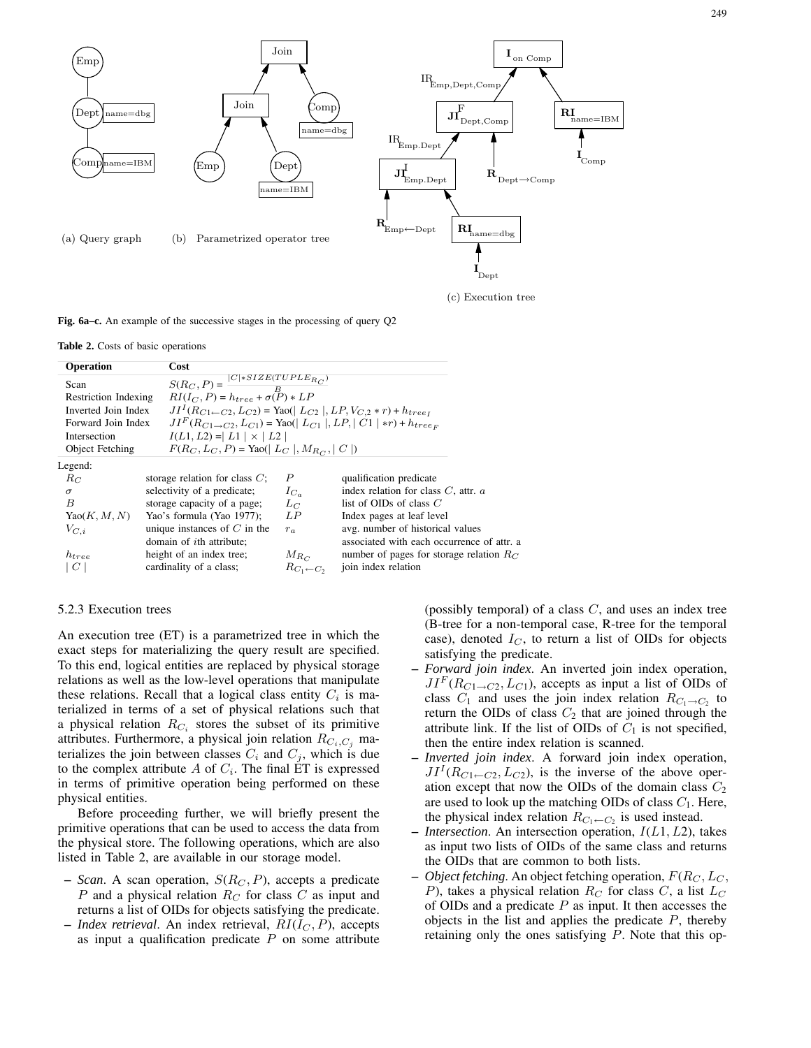Fig. 6a–c. An example of the successive stages in the processing of query Q2

(a) Query graph (b) Parametrized operator tree (c) Execution tree

**Table 2.** Costs of basic operations

| **Operation** | **Cost** |
|---|---|
| Scan | $S(R_C, P) = \frac{\mid C \mid * SIZE(TUPLE_{R_C})}{B}$ |
| Restriction Indexing | $RI(I_C, P) = h_{tree} + \sigma(P) * LP$ |
| Inverted Join Index | $JI^I(R_{C1 \leftarrow C2}, L_{C2})$ = Yao($\mid L_{C2} \mid, LP, V_{C,2} * r) + h_{tree_I}$ |
| Forward Join Index | $JI^F(R_{C1 \rightarrow C2}, L_{C1})$ = Yao($\mid L_{C1} \mid, LP, \mid C1 \mid * r) + h_{tree_F}$ |
| Intersection | $I(L1, L2) = \mid L1 \mid \times \mid L2 \mid$ |
| Object Fetching | $F(R_C, L_C, P)$ = Yao($\mid L_C \mid, M_{R_C}, \mid C \mid$) |

Legend:

| | | | |
|---|---|---|---|
| $R_C$ | storage relation for class $C$; | $P$ | qualification predicate |
| $\sigma$ | selectivity of a predicate; | $I_{C_a}$ | index relation for class $C$, attr. $a$ |
| $B$ | storage capacity of a page; | $L_C$ | list of OIDs of class $C$ |
| Yao$(K, M, N)$ | Yao's formula (Yao 1977); | $LP$ | Index pages at leaf level |
| $V_{C,i}$ | unique instances of $C$ in the domain of $i$th attribute; | $r_a$ | avg. number of historical values associated with each occurrence of attr. a |
| $h_{tree}$ | height of an index tree; | $M_{R_C}$ | number of pages for storage relation $R_C$ |
| $\mid C \mid$ | cardinality of a class; | $R_{C_1 \leftarrow C_2}$ | join index relation |

### 5.2.3 Execution trees

An execution tree (ET) is a parametrized tree in which the exact steps for materializing the query result are specified. To this end, logical entities are replaced by physical storage relations as well as the low-level operations that manipulate these relations. Recall that a logical class entity $C_i$ is materialized in terms of a set of physical relations such that a physical relation $R_{C_i}$ stores the subset of its primitive attributes. Furthermore, a physical join relation $R_{C_i,C_j}$ materializes the join between classes $C_i$ and $C_j$, which is due to the complex attribute $A$ of $C_i$. The final ET is expressed in terms of primitive operation being performed on these physical entities.

Before proceeding further, we will briefly present the primitive operations that can be used to access the data from the physical store. The following operations, which are also listed in Table 2, are available in our storage model.

- *Scan*. A scan operation, $S(R_C, P)$, accepts a predicate $P$ and a physical relation $R_C$ for class $C$ as input and returns a list of OIDs for objects satisfying the predicate.
- *Index retrieval*. An index retrieval, $RI(I_C, P)$, accepts as input a qualification predicate $P$ on some attribute (possibly temporal) of a class $C$, and uses an index tree (B-tree for a non-temporal case, R-tree for the temporal case), denoted $I_C$, to return a list of OIDs for objects satisfying the predicate.
- *Forward join index*. An inverted join index operation, $JI^F(R_{C1 \rightarrow C2}, L_{C1})$, accepts as input a list of OIDs of class $C_1$ and uses the join index relation $R_{C_1 \rightarrow C_2}$ to return the OIDs of class $C_2$ that are joined through the attribute link. If the list of OIDs of $C_1$ is not specified, then the entire index relation is scanned.
- *Inverted join index*. A forward join index operation, $JI^I(R_{C1 \leftarrow C2}, L_{C2})$, is the inverse of the above operation except that now the OIDs of the domain class $C_2$ are used to look up the matching OIDs of class $C_1$. Here, the physical index relation $R_{C_1 \leftarrow C_2}$ is used instead.
- *Intersection*. An intersection operation, $I(L1, L2)$, takes as input two lists of OIDs of the same class and returns the OIDs that are common to both lists.
- *Object fetching*. An object fetching operation, $F(R_C, L_C, P)$, takes a physical relation $R_C$ for class $C$, a list $L_C$ of OIDs and a predicate $P$ as input. It then accesses the objects in the list and applies the predicate $P$, thereby retaining only the ones satisfying $P$. Note that this op-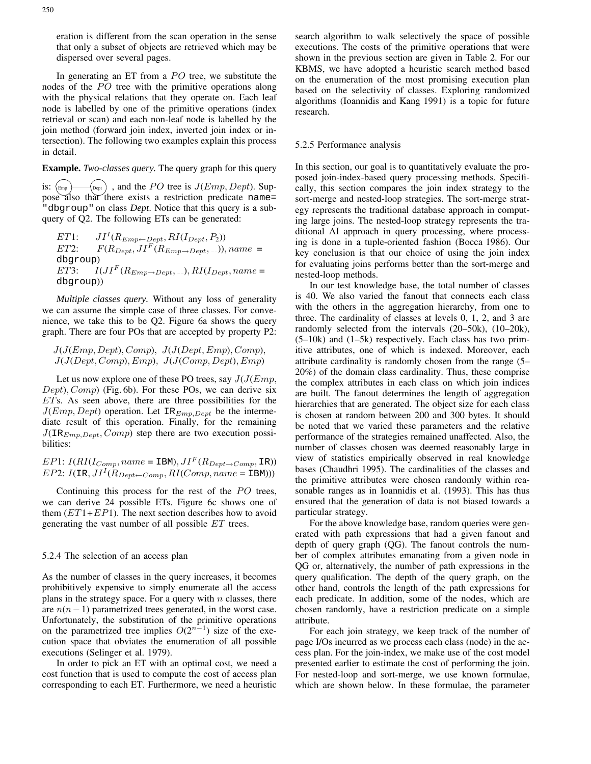eration is different from the scan operation in the sense that only a subset of objects are retrieved which may be dispersed over several pages.

In generating an ET from a $PO$ tree, we substitute the nodes of the $PO$ tree with the primitive operations along with the physical relations that they operate on. Each leaf node is labelled by one of the primitive operations (index retrieval or scan) and each non-leaf node is labelled by the join method (forward join index, inverted join index or intersection). The following two examples explain this process in detail.

**Example.** *Two-classes query.* The query graph for this query is: (Emp) —— (Dept) , and the $PO$ tree is $J(Emp, Dept)$. Suppose also that there exists a restriction predicate `name="dbgroup"` on class *Dept*. Notice that this query is a subquery of Q2. The following ETs can be generated:

$ET1$: $JI^I(R_{Emp \leftarrow Dept}, RI(I_{Dept}, P_2))$
$ET2$: $F(R_{Dept}, JI^F(R_{Emp \rightarrow Dept}, \_)), name =$ `dbgroup`)
$ET3$: $I(JI^F(R_{Emp \rightarrow Dept}, \_), RI(I_{Dept}, name =$ `dbgroup`))

*Multiple classes query.* Without any loss of generality we can assume the simple case of three classes. For convenience, we take this to be Q2. Figure 6a shows the query graph. There are four POs that are accepted by property P2:

$J(J(Emp, Dept), Comp)$, $J(J(Dept, Emp), Comp)$,
$J(J(Dept, Comp), Emp)$, $J(J(Comp, Dept), Emp)$

Let us now explore one of these PO trees, say $J(J(Emp, Dept), Comp)$ (Fig. 6b). For these POs, we can derive six $ET$s. As seen above, there are three possibilities for the $J(Emp, Dept)$ operation. Let $\mathtt{IR}_{Emp,Dept}$ be the intermediate result of this operation. Finally, for the remaining $J(\mathtt{IR}_{Emp,Dept}, Comp)$ step there are two execution possibilities:

$EP1$: $I(RI(I_{Comp}, name = \mathtt{IBM}), JI^F(R_{Dept \rightarrow Comp}, \mathtt{IR}))$
$EP2$: $I(\mathtt{IR}, JI^I(R_{Dept \leftarrow Comp}, RI(Comp, name = \mathtt{IBM})))$

Continuing this process for the rest of the $PO$ trees, we can derive 24 possible ETs. Figure 6c shows one of them ($ET1$+$EP1$). The next section describes how to avoid generating the vast number of all possible $ET$ trees.

### 5.2.4 The selection of an access plan

As the number of classes in the query increases, it becomes prohibitively expensive to simply enumerate all the access plans in the strategy space. For a query with $n$ classes, there are $n(n-1)$ parametrized trees generated, in the worst case. Unfortunately, the substitution of the primitive operations on the parametrized tree implies $O(2^{n-1})$ size of the execution space that obviates the enumeration of all possible executions (Selinger et al. 1979).

In order to pick an ET with an optimal cost, we need a cost function that is used to compute the cost of access plan corresponding to each ET. Furthermore, we need a heuristic search algorithm to walk selectively the space of possible executions. The costs of the primitive operations that were shown in the previous section are given in Table 2. For our KBMS, we have adopted a heuristic search method based on the enumeration of the most promising execution plan based on the selectivity of classes. Exploring randomized algorithms (Ioannidis and Kang 1991) is a topic for future research.

### 5.2.5 Performance analysis

In this section, our goal is to quantitatively evaluate the proposed join-index-based query processing methods. Specifically, this section compares the join index strategy to the sort-merge and nested-loop strategies. The sort-merge strategy represents the traditional database approach in computing large joins. The nested-loop strategy represents the traditional AI approach in query processing, where processing is done in a tuple-oriented fashion (Bocca 1986). Our key conclusion is that our choice of using the join index for evaluating joins performs better than the sort-merge and nested-loop methods.

In our test knowledge base, the total number of classes is 40. We also varied the fanout that connects each class with the others in the aggregation hierarchy, from one to three. The cardinality of classes at levels 0, 1, 2, and 3 are randomly selected from the intervals (20–50k), (10–20k), (5–10k) and (1–5k) respectively. Each class has two primitive attributes, one of which is indexed. Moreover, each attribute cardinality is randomly chosen from the range (5–20%) of the domain class cardinality. Thus, these comprise the complex attributes in each class on which join indices are built. The fanout determines the length of aggregation hierarchies that are generated. The object size for each class is chosen at random between 200 and 300 bytes. It should be noted that we varied these parameters and the relative performance of the strategies remained unaffected. Also, the number of classes chosen was deemed reasonably large in view of statistics empirically observed in real knowledge bases (Chaudhri 1995). The cardinalities of the classes and the primitive attributes were chosen randomly within reasonable ranges as in Ioannidis et al. (1993). This has thus ensured that the generation of data is not biased towards a particular strategy.

For the above knowledge base, random queries were generated with path expressions that had a given fanout and depth of query graph (QG). The fanout controls the number of complex attributes emanating from a given node in QG or, alternatively, the number of path expressions in the query qualification. The depth of the query graph, on the other hand, controls the length of the path expressions for each predicate. In addition, some of the nodes, which are chosen randomly, have a restriction predicate on a simple attribute.

For each join strategy, we keep track of the number of page I/Os incurred as we process each class (node) in the access plan. For the join-index, we make use of the cost model presented earlier to estimate the cost of performing the join. For nested-loop and sort-merge, we use known formulae, which are shown below. In these formulae, the parameter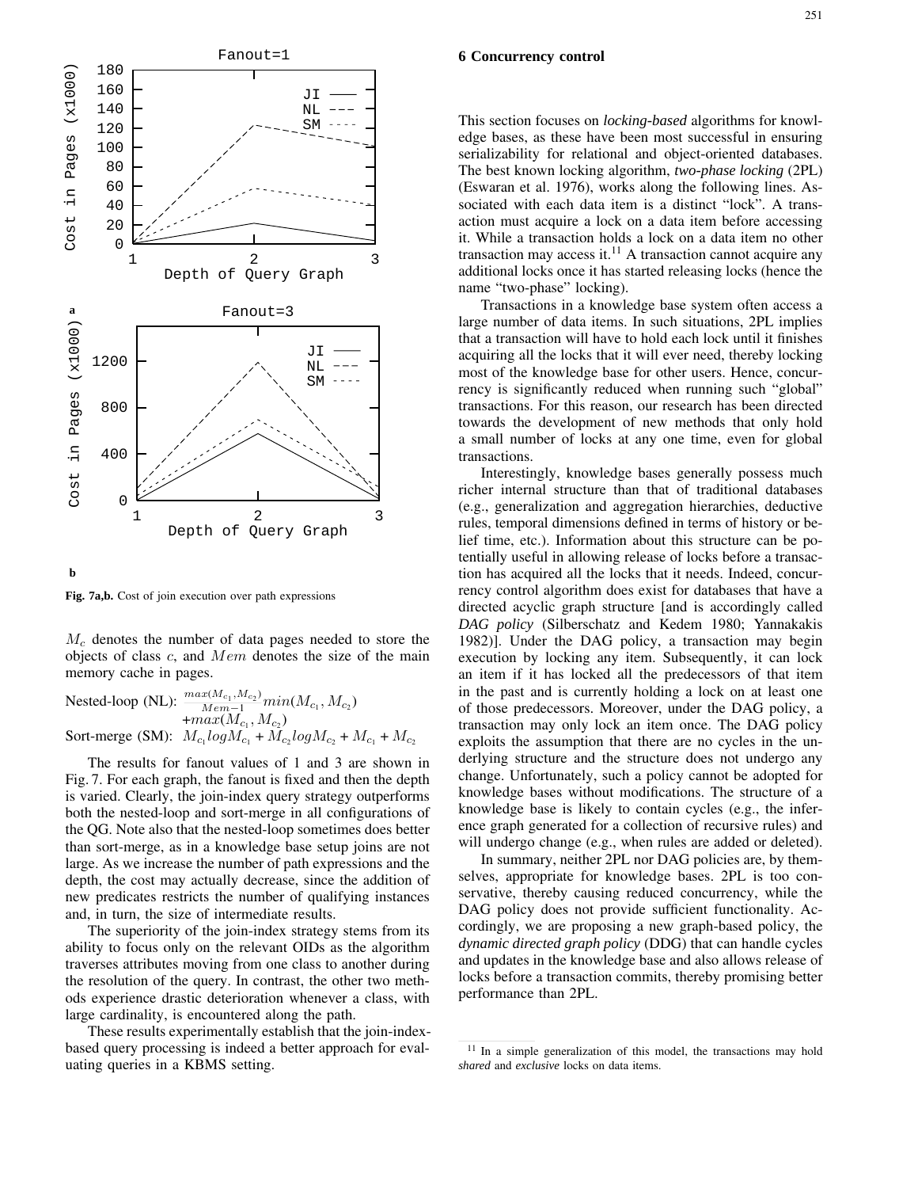**Fig. 7a,b.** Cost of join execution over path expressions

$M_c$ denotes the number of data pages needed to store the objects of class $c$, and $Mem$ denotes the size of the main memory cache in pages.

Nested-loop (NL): $\frac{max(M_{c_1}, M_{c_2})}{Mem-1} min(M_{c_1}, M_{c_2}) + max(M_{c_1}, M_{c_2})$

Sort-merge (SM): $M_{c_1} log M_{c_1} + M_{c_2} log M_{c_2} + M_{c_1} + M_{c_2}$

The results for fanout values of 1 and 3 are shown in Fig. 7. For each graph, the fanout is fixed and then the depth is varied. Clearly, the join-index query strategy outperforms both the nested-loop and sort-merge in all configurations of the QG. Note also that the nested-loop sometimes does better than sort-merge, as in a knowledge base setup joins are not large. As we increase the number of path expressions and the depth, the cost may actually decrease, since the addition of new predicates restricts the number of qualifying instances and, in turn, the size of intermediate results.

The superiority of the join-index strategy stems from its ability to focus only on the relevant OIDs as the algorithm traverses attributes moving from one class to another during the resolution of the query. In contrast, the other two methods experience drastic deterioration whenever a class, with large cardinality, is encountered along the path.

These results experimentally establish that the join-index-based query processing is indeed a better approach for evaluating queries in a KBMS setting.

## 6 Concurrency control

This section focuses on *locking-based* algorithms for knowledge bases, as these have been most successful in ensuring serializability for relational and object-oriented databases. The best known locking algorithm, *two-phase locking* (2PL) (Eswaran et al. 1976), works along the following lines. Associated with each data item is a distinct "lock". A transaction must acquire a lock on a data item before accessing it. While a transaction holds a lock on a data item no other transaction may access it.[11] A transaction cannot acquire any additional locks once it has started releasing locks (hence the name "two-phase" locking).

Transactions in a knowledge base system often access a large number of data items. In such situations, 2PL implies that a transaction will have to hold each lock until it finishes acquiring all the locks that it will ever need, thereby locking most of the knowledge base for other users. Hence, concurrency is significantly reduced when running such "global" transactions. For this reason, our research has been directed towards the development of new methods that only hold a small number of locks at any one time, even for global transactions.

Interestingly, knowledge bases generally possess much richer internal structure than that of traditional databases (e.g., generalization and aggregation hierarchies, deductive rules, temporal dimensions defined in terms of history or belief time, etc.). Information about this structure can be potentially useful in allowing release of locks before a transaction has acquired all the locks that it needs. Indeed, concurrency control algorithm does exist for databases that have a directed acyclic graph structure [and is accordingly called *DAG policy* (Silberschatz and Kedem 1980; Yannakakis 1982)]. Under the DAG policy, a transaction may begin execution by locking any item. Subsequently, it can lock an item if it has locked all the predecessors of that item in the past and is currently holding a lock on at least one of those predecessors. Moreover, under the DAG policy, a transaction may only lock an item once. The DAG policy exploits the assumption that there are no cycles in the underlying structure and the structure does not undergo any change. Unfortunately, such a policy cannot be adopted for knowledge bases without modifications. The structure of a knowledge base is likely to contain cycles (e.g., the inference graph generated for a collection of recursive rules) and will undergo change (e.g., when rules are added or deleted).

In summary, neither 2PL nor DAG policies are, by themselves, appropriate for knowledge bases. 2PL is too conservative, thereby causing reduced concurrency, while the DAG policy does not provide sufficient functionality. Accordingly, we are proposing a new graph-based policy, the *dynamic directed graph policy* (DDG) that can handle cycles and updates in the knowledge base and also allows release of locks before a transaction commits, thereby promising better performance than 2PL.

[11] In a simple generalization of this model, the transactions may hold *shared* and *exclusive* locks on data items.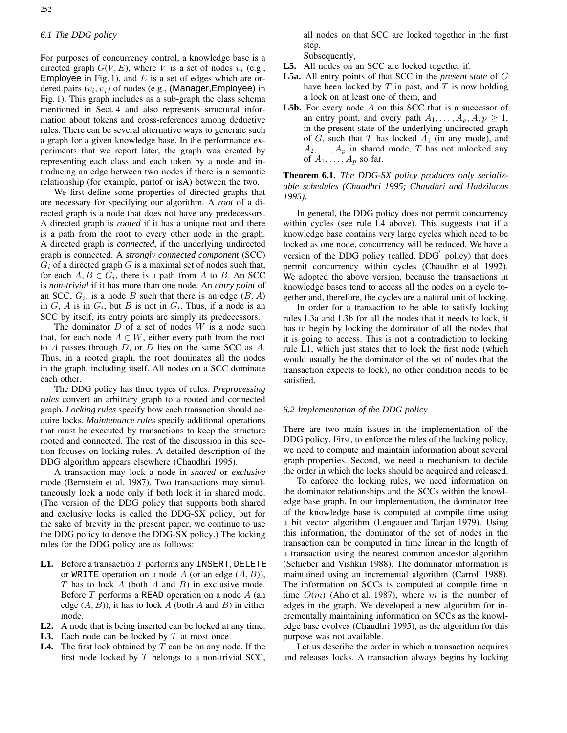### 6.1 The DDG policy

For purposes of concurrency control, a knowledge base is a directed graph $G(V, E)$, where $V$ is a set of nodes $v_i$ (e.g., Employee in Fig. 1), and $E$ is a set of edges which are ordered pairs $(v_i, v_j)$ of nodes (e.g., (Manager,Employee) in Fig. 1). This graph includes as a sub-graph the class schema mentioned in Sect. 4 and also represents structural information about tokens and cross-references among deductive rules. There can be several alternative ways to generate such a graph for a given knowledge base. In the performance experiments that we report later, the graph was created by representing each class and each token by a node and introducing an edge between two nodes if there is a semantic relationship (for example, partof or isA) between the two.

We first define some properties of directed graphs that are necessary for specifying our algorithm. A *root* of a directed graph is a node that does not have any predecessors. A directed graph is *rooted* if it has a unique root and there is a path from the root to every other node in the graph. A directed graph is *connected*, if the underlying undirected graph is connected. A *strongly connected component* (SCC) $G_i$ of a directed graph $G$ is a maximal set of nodes such that, for each $A, B \in G_i$, there is a path from $A$ to $B$. An SCC is *non-trivial* if it has more than one node. An *entry point* of an SCC, $G_i$, is a node $B$ such that there is an edge $(B, A)$ in $G$, $A$ is in $G_i$, but $B$ is not in $G_i$. Thus, if a node is an SCC by itself, its entry points are simply its predecessors.

The dominator $D$ of a set of nodes $W$ is a node such that, for each node $A \in W$, either every path from the root to $A$ passes through $D$, or $D$ lies on the same SCC as $A$. Thus, in a rooted graph, the root dominates all the nodes in the graph, including itself. All nodes on a SCC dominate each other.

The DDG policy has three types of rules. *Preprocessing rules* convert an arbitrary graph to a rooted and connected graph. *Locking rules* specify how each transaction should acquire locks. *Maintenance rules* specify additional operations that must be executed by transactions to keep the structure rooted and connected. The rest of the discussion in this section focuses on locking rules. A detailed description of the DDG algorithm appears elsewhere (Chaudhri 1995).

A transaction may lock a node in *shared* or *exclusive* mode (Bernstein et al. 1987). Two transactions may simultaneously lock a node only if both lock it in shared mode. (The version of the DDG policy that supports both shared and exclusive locks is called the DDG-SX policy, but for the sake of brevity in the present paper, we continue to use the DDG policy to denote the DDG-SX policy.) The locking rules for the DDG policy are as follows:

- **L1.** Before a transaction $T$ performs any `INSERT`, `DELETE` or `WRITE` operation on a node $A$ (or an edge $(A, B)$), $T$ has to lock $A$ (both $A$ and $B$) in exclusive mode. Before $T$ performs a `READ` operation on a node $A$ (an edge $(A, B)$), it has to lock $A$ (both $A$ and $B$) in either mode.
- **L2.** A node that is being inserted can be locked at any time.
- **L3.** Each node can be locked by $T$ at most once.
- **L4.** The first lock obtained by $T$ can be on any node. If the first node locked by $T$ belongs to a non-trivial SCC, all nodes on that SCC are locked together in the first step.

Subsequently,

- **L5.** All nodes on an SCC are locked together if:
- **L5a.** All entry points of that SCC in the *present state* of $G$ have been locked by $T$ in past, and $T$ is now holding a lock on at least one of them, and
- **L5b.** For every node $A$ on this SCC that is a successor of an entry point, and every path $A_1, \ldots, A_p, A, p \geq 1$, in the present state of the underlying undirected graph of $G$, such that $T$ has locked $A_1$ (in any mode), and $A_2, \ldots, A_p$ in shared mode, $T$ has not unlocked any of $A_1, \ldots, A_p$ so far.

**Theorem 6.1.** *The DDG-SX policy produces only serializable schedules (Chaudhri 1995; Chaudhri and Hadzilacos 1995).*

In general, the DDG policy does not permit concurrency within cycles (see rule L4 above). This suggests that if a knowledge base contains very large cycles which need to be locked as one node, concurrency will be reduced. We have a version of the DDG policy (called, DDG$'$ policy) that does permit concurrency within cycles (Chaudhri et al. 1992). We adopted the above version, because the transactions in knowledge bases tend to access all the nodes on a cycle together and, therefore, the cycles are a natural unit of locking.

In order for a transaction to be able to satisfy locking rules L3a and L3b for all the nodes that it needs to lock, it has to begin by locking the dominator of all the nodes that it is going to access. This is not a contradiction to locking rule L1, which just states that to lock the first node (which would usually be the dominator of the set of nodes that the transaction expects to lock), no other condition needs to be satisfied.

### 6.2 Implementation of the DDG policy

There are two main issues in the implementation of the DDG policy. First, to enforce the rules of the locking policy, we need to compute and maintain information about several graph properties. Second, we need a mechanism to decide the order in which the locks should be acquired and released.

To enforce the locking rules, we need information on the dominator relationships and the SCCs within the knowledge base graph. In our implementation, the dominator tree of the knowledge base is computed at compile time using a bit vector algorithm (Lengauer and Tarjan 1979). Using this information, the dominator of the set of nodes in the transaction can be computed in time linear in the length of a transaction using the nearest common ancestor algorithm (Schieber and Vishkin 1988). The dominator information is maintained using an incremental algorithm (Carroll 1988). The information on SCCs is computed at compile time in time $O(m)$ (Aho et al. 1987), where $m$ is the number of edges in the graph. We developed a new algorithm for incrementally maintaining information on SCCs as the knowledge base evolves (Chaudhri 1995), as the algorithm for this purpose was not available.

Let us describe the order in which a transaction acquires and releases locks. A transaction always begins by locking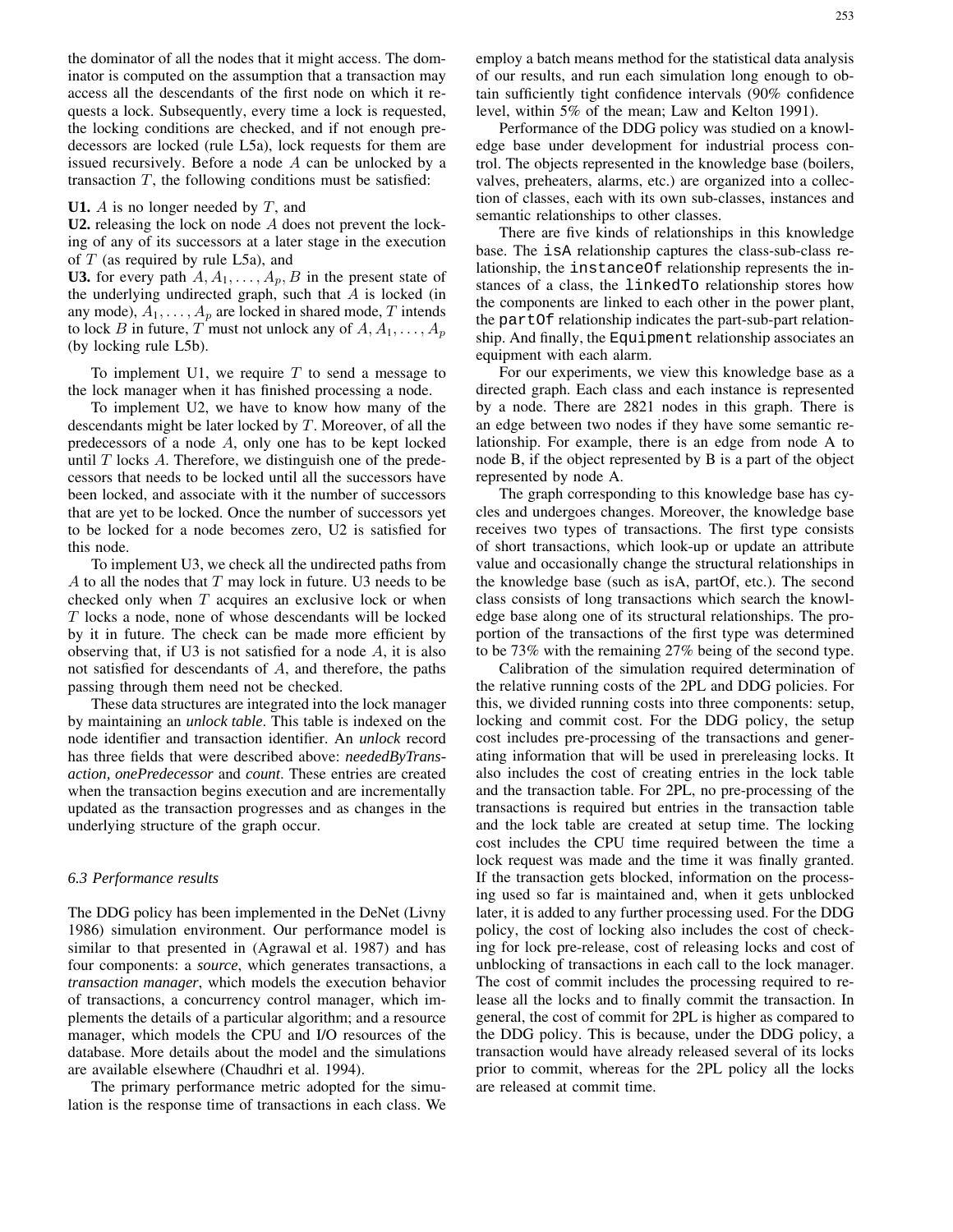the dominator of all the nodes that it might access. The dominator is computed on the assumption that a transaction may access all the descendants of the first node on which it requests a lock. Subsequently, every time a lock is requested, the locking conditions are checked, and if not enough predecessors are locked (rule L5a), lock requests for them are issued recursively. Before a node $A$ can be unlocked by a transaction $T$, the following conditions must be satisfied:

**U1.** $A$ is no longer needed by $T$, and
**U2.** releasing the lock on node $A$ does not prevent the locking of any of its successors at a later stage in the execution of $T$ (as required by rule L5a), and
**U3.** for every path $A, A_1, \ldots, A_p, B$ in the present state of the underlying undirected graph, such that $A$ is locked (in any mode), $A_1, \ldots, A_p$ are locked in shared mode, $T$ intends to lock $B$ in future, $T$ must not unlock any of $A, A_1, \ldots, A_p$ (by locking rule L5b).

To implement U1, we require $T$ to send a message to the lock manager when it has finished processing a node.

To implement U2, we have to know how many of the descendants might be later locked by $T$. Moreover, of all the predecessors of a node $A$, only one has to be kept locked until $T$ locks $A$. Therefore, we distinguish one of the predecessors that needs to be locked until all the successors have been locked, and associate with it the number of successors that are yet to be locked. Once the number of successors yet to be locked for a node becomes zero, U2 is satisfied for this node.

To implement U3, we check all the undirected paths from $A$ to all the nodes that $T$ may lock in future. U3 needs to be checked only when $T$ acquires an exclusive lock or when $T$ locks a node, none of whose descendants will be locked by it in future. The check can be made more efficient by observing that, if U3 is not satisfied for a node $A$, it is also not satisfied for descendants of $A$, and therefore, the paths passing through them need not be checked.

These data structures are integrated into the lock manager by maintaining an *unlock table*. This table is indexed on the node identifier and transaction identifier. An *unlock* record has three fields that were described above: *neededByTransaction, onePredecessor* and *count*. These entries are created when the transaction begins execution and are incrementally updated as the transaction progresses and as changes in the underlying structure of the graph occur.

### 6.3 Performance results

The DDG policy has been implemented in the DeNet (Livny 1986) simulation environment. Our performance model is similar to that presented in (Agrawal et al. 1987) and has four components: a *source*, which generates transactions, a *transaction manager*, which models the execution behavior of transactions, a concurrency control manager, which implements the details of a particular algorithm; and a resource manager, which models the CPU and I/O resources of the database. More details about the model and the simulations are available elsewhere (Chaudhri et al. 1994).

The primary performance metric adopted for the simulation is the response time of transactions in each class. We employ a batch means method for the statistical data analysis of our results, and run each simulation long enough to obtain sufficiently tight confidence intervals (90% confidence level, within 5% of the mean; Law and Kelton 1991).

Performance of the DDG policy was studied on a knowledge base under development for industrial process control. The objects represented in the knowledge base (boilers, valves, preheaters, alarms, etc.) are organized into a collection of classes, each with its own sub-classes, instances and semantic relationships to other classes.

There are five kinds of relationships in this knowledge base. The `isA` relationship captures the class-sub-class relationship, the `instanceOf` relationship represents the instances of a class, the `linkedTo` relationship stores how the components are linked to each other in the power plant, the `partOf` relationship indicates the part-sub-part relationship. And finally, the `Equipment` relationship associates an equipment with each alarm.

For our experiments, we view this knowledge base as a directed graph. Each class and each instance is represented by a node. There are 2821 nodes in this graph. There is an edge between two nodes if they have some semantic relationship. For example, there is an edge from node A to node B, if the object represented by B is a part of the object represented by node A.

The graph corresponding to this knowledge base has cycles and undergoes changes. Moreover, the knowledge base receives two types of transactions. The first type consists of short transactions, which look-up or update an attribute value and occasionally change the structural relationships in the knowledge base (such as isA, partOf, etc.). The second class consists of long transactions which search the knowledge base along one of its structural relationships. The proportion of the transactions of the first type was determined to be 73% with the remaining 27% being of the second type.

Calibration of the simulation required determination of the relative running costs of the 2PL and DDG policies. For this, we divided running costs into three components: setup, locking and commit cost. For the DDG policy, the setup cost includes pre-processing of the transactions and generating information that will be used in prereleasing locks. It also includes the cost of creating entries in the lock table and the transaction table. For 2PL, no pre-processing of the transactions is required but entries in the transaction table and the lock table are created at setup time. The locking cost includes the CPU time required between the time a lock request was made and the time it was finally granted. If the transaction gets blocked, information on the processing used so far is maintained and, when it gets unblocked later, it is added to any further processing used. For the DDG policy, the cost of locking also includes the cost of checking for lock pre-release, cost of releasing locks and cost of unblocking of transactions in each call to the lock manager. The cost of commit includes the processing required to release all the locks and to finally commit the transaction. In general, the cost of commit for 2PL is higher as compared to the DDG policy. This is because, under the DDG policy, a transaction would have already released several of its locks prior to commit, whereas for the 2PL policy all the locks are released at commit time.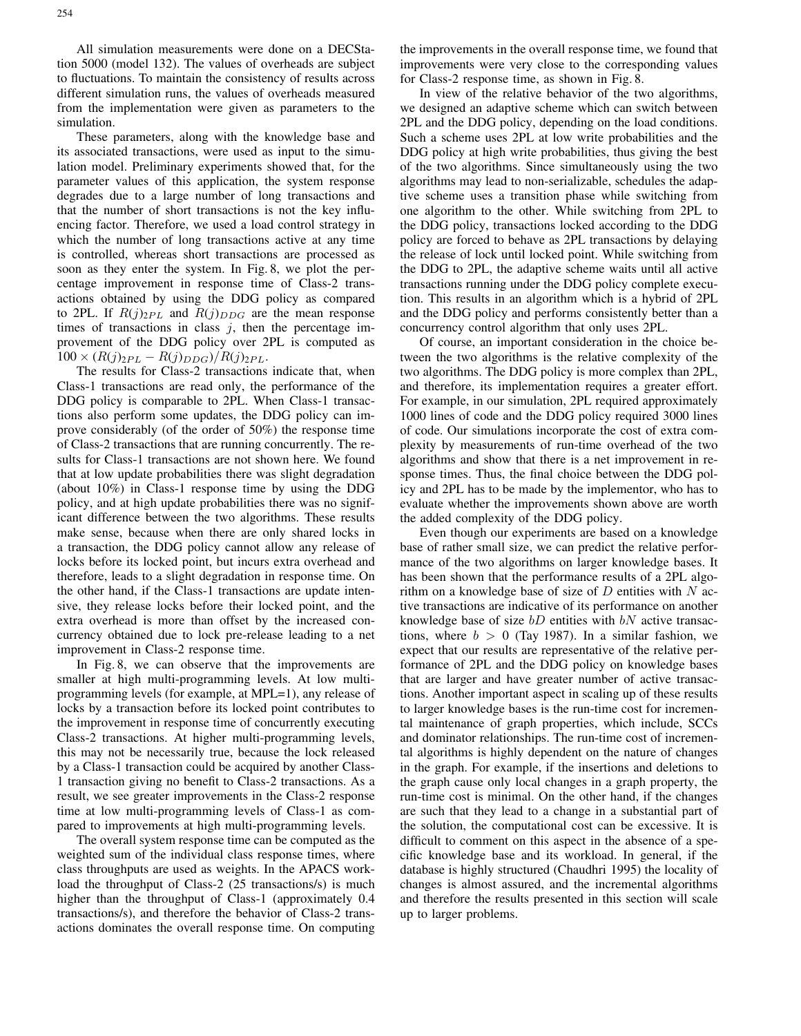All simulation measurements were done on a DECStation 5000 (model 132). The values of overheads are subject to fluctuations. To maintain the consistency of results across different simulation runs, the values of overheads measured from the implementation were given as parameters to the simulation.

These parameters, along with the knowledge base and its associated transactions, were used as input to the simulation model. Preliminary experiments showed that, for the parameter values of this application, the system response degrades due to a large number of long transactions and that the number of short transactions is not the key influencing factor. Therefore, we used a load control strategy in which the number of long transactions active at any time is controlled, whereas short transactions are processed as soon as they enter the system. In Fig. 8, we plot the percentage improvement in response time of Class-2 transactions obtained by using the DDG policy as compared to 2PL. If $R(j)_{2PL}$ and $R(j)_{DDG}$ are the mean response times of transactions in class $j$, then the percentage improvement of the DDG policy over 2PL is computed as $100 \times (R(j)_{2PL} - R(j)_{DDG})/R(j)_{2PL}$.

The results for Class-2 transactions indicate that, when Class-1 transactions are read only, the performance of the DDG policy is comparable to 2PL. When Class-1 transactions also perform some updates, the DDG policy can improve considerably (of the order of 50%) the response time of Class-2 transactions that are running concurrently. The results for Class-1 transactions are not shown here. We found that at low update probabilities there was slight degradation (about 10%) in Class-1 response time by using the DDG policy, and at high update probabilities there was no significant difference between the two algorithms. These results make sense, because when there are only shared locks in a transaction, the DDG policy cannot allow any release of locks before its locked point, but incurs extra overhead and therefore, leads to a slight degradation in response time. On the other hand, if the Class-1 transactions are update intensive, they release locks before their locked point, and the extra overhead is more than offset by the increased concurrency obtained due to lock pre-release leading to a net improvement in Class-2 response time.

In Fig. 8, we can observe that the improvements are smaller at high multi-programming levels. At low multi-programming levels (for example, at MPL=1), any release of locks by a transaction before its locked point contributes to the improvement in response time of concurrently executing Class-2 transactions. At higher multi-programming levels, this may not be necessarily true, because the lock released by a Class-1 transaction could be acquired by another Class-1 transaction giving no benefit to Class-2 transactions. As a result, we see greater improvements in the Class-2 response time at low multi-programming levels of Class-1 as compared to improvements at high multi-programming levels.

The overall system response time can be computed as the weighted sum of the individual class response times, where class throughputs are used as weights. In the APACS workload the throughput of Class-2 (25 transactions/s) is much higher than the throughput of Class-1 (approximately 0.4 transactions/s), and therefore the behavior of Class-2 transactions dominates the overall response time. On computing the improvements in the overall response time, we found that improvements were very close to the corresponding values for Class-2 response time, as shown in Fig. 8.

In view of the relative behavior of the two algorithms, we designed an adaptive scheme which can switch between 2PL and the DDG policy, depending on the load conditions. Such a scheme uses 2PL at low write probabilities and the DDG policy at high write probabilities, thus giving the best of the two algorithms. Since simultaneously using the two algorithms may lead to non-serializable, schedules the adaptive scheme uses a transition phase while switching from one algorithm to the other. While switching from 2PL to the DDG policy, transactions locked according to the DDG policy are forced to behave as 2PL transactions by delaying the release of lock until locked point. While switching from the DDG to 2PL, the adaptive scheme waits until all active transactions running under the DDG policy complete execution. This results in an algorithm which is a hybrid of 2PL and the DDG policy and performs consistently better than a concurrency control algorithm that only uses 2PL.

Of course, an important consideration in the choice between the two algorithms is the relative complexity of the two algorithms. The DDG policy is more complex than 2PL, and therefore, its implementation requires a greater effort. For example, in our simulation, 2PL required approximately 1000 lines of code and the DDG policy required 3000 lines of code. Our simulations incorporate the cost of extra complexity by measurements of run-time overhead of the two algorithms and show that there is a net improvement in response times. Thus, the final choice between the DDG policy and 2PL has to be made by the implementor, who has to evaluate whether the improvements shown above are worth the added complexity of the DDG policy.

Even though our experiments are based on a knowledge base of rather small size, we can predict the relative performance of the two algorithms on larger knowledge bases. It has been shown that the performance results of a 2PL algorithm on a knowledge base of size of $D$ entities with $N$ active transactions are indicative of its performance on another knowledge base of size $bD$ entities with $bN$ active transactions, where $b > 0$ (Tay 1987). In a similar fashion, we expect that our results are representative of the relative performance of 2PL and the DDG policy on knowledge bases that are larger and have greater number of active transactions. Another important aspect in scaling up of these results to larger knowledge bases is the run-time cost for incremental maintenance of graph properties, which include, SCCs and dominator relationships. The run-time cost of incremental algorithms is highly dependent on the nature of changes in the graph. For example, if the insertions and deletions to the graph cause only local changes in a graph property, the run-time cost is minimal. On the other hand, if the changes are such that they lead to a change in a substantial part of the solution, the computational cost can be excessive. It is difficult to comment on this aspect in the absence of a specific knowledge base and its workload. In general, if the database is highly structured (Chaudhri 1995) the locality of changes is almost assured, and the incremental algorithms and therefore the results presented in this section will scale up to larger problems.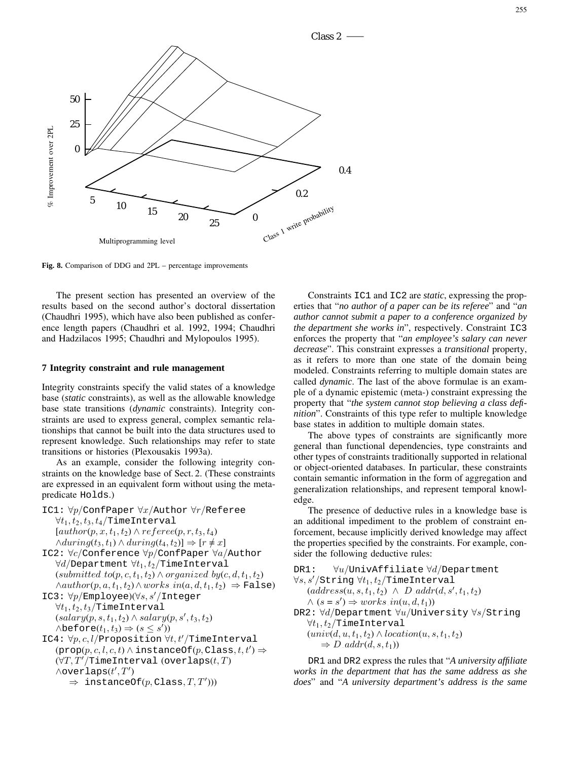Fig. 8. Comparison of DDG and 2PL – percentage improvements

The present section has presented an overview of the results based on the second author's doctoral dissertation (Chaudhri 1995), which have also been published as conference length papers (Chaudhri et al. 1992, 1994; Chaudhri and Hadzilacos 1995; Chaudhri and Mylopoulos 1995).

## 7 Integrity constraint and rule management

Integrity constraints specify the valid states of a knowledge base (*static* constraints), as well as the allowable knowledge base state transitions (*dynamic* constraints). Integrity constraints are used to express general, complex semantic relationships that cannot be built into the data structures used to represent knowledge. Such relationships may refer to state transitions or histories (Plexousakis 1993a).

As an example, consider the following integrity constraints on the knowledge base of Sect. 2. (These constraints are expressed in an equivalent form without using the meta-predicate `Holds`.)

IC1: $\forall p/\texttt{ConfPaper}\ \forall x/\texttt{Author}\ \forall r/\texttt{Referee}\ \forall t_1,t_2,t_3,t_4/\texttt{TimeInterval}$
$[author(p,x,t_1,t_2) \wedge referee(p,r,t_3,t_4) \wedge during(t_3,t_1) \wedge during(t_4,t_2)] \Rightarrow [r \neq x]$

IC2: $\forall c/\texttt{Conference}\ \forall p/\texttt{ConfPaper}\ \forall a/\texttt{Author}\ \forall d/\texttt{Department}\ \forall t_1,t_2/\texttt{TimeInterval}$
$(submitted\ to(p,c,t_1,t_2) \wedge organized\ by(c,d,t_1,t_2) \wedge author(p,a,t_1,t_2) \wedge works\ in(a,d,t_1,t_2) \Rightarrow \texttt{False})$

IC3: $\forall p/\texttt{Employee})(\forall s,s'/\texttt{Integer}\ \forall t_1,t_2,t_3/\texttt{TimeInterval}$
$(salary(p,s,t_1,t_2) \wedge salary(p,s',t_3,t_2) \wedge \texttt{before}(t_1,t_3) \Rightarrow (s \leq s'))$

IC4: $\forall p,c,l/\texttt{Proposition}\ \forall t,t'/\texttt{TimeInterval}$
$(\texttt{prop}(p,c,l,c,t) \wedge \texttt{instanceOf}(p,\texttt{Class},t,t') \Rightarrow (\forall T,T'/\texttt{TimeInterval}\ (\texttt{overlaps}(t,T) \wedge \texttt{overlaps}(t',T') \Rightarrow \texttt{instanceOf}(p,\texttt{Class},T,T')))$

Constraints `IC1` and `IC2` are *static*, expressing the properties that "*no author of a paper can be its referee*" and "*an author cannot submit a paper to a conference organized by the department she works in*", respectively. Constraint `IC3` enforces the property that "*an employee's salary can never decrease*". This constraint expresses a *transitional* property, as it refers to more than one state of the domain being modeled. Constraints referring to multiple domain states are called *dynamic*. The last of the above formulae is an example of a dynamic epistemic (meta-) constraint expressing the property that "*the system cannot stop believing a class definition*". Constraints of this type refer to multiple knowledge base states in addition to multiple domain states.

The above types of constraints are significantly more general than functional dependencies, type constraints and other types of constraints traditionally supported in relational or object-oriented databases. In particular, these constraints contain semantic information in the form of aggregation and generalization relationships, and represent temporal knowledge.

The presence of deductive rules in a knowledge base is an additional impediment to the problem of constraint enforcement, because implicitly derived knowledge may affect the properties specified by the constraints. For example, consider the following deductive rules:

DR1: $\forall u/\texttt{UnivAffiliate}\ \forall d/\texttt{Department}\ \forall s,s'/\texttt{String}\ \forall t_1,t_2/\texttt{TimeInterval}$
$(address(u,s,t_1,t_2)\ \wedge\ D\_addr(d,s',t_1,t_2) \wedge (s = s') \Rightarrow works\ in(u,d,t_1))$

DR2: $\forall d/\texttt{Department}\ \forall u/\texttt{University}\ \forall s/\texttt{String}\ \forall t_1,t_2/\texttt{TimeInterval}$
$(univ(d,u,t_1,t_2) \wedge location(u,s,t_1,t_2) \Rightarrow D\_addr(d,s,t_1))$

`DR1` and `DR2` express the rules that "*A university affiliate works in the department that has the same address as she does*" and "*A university department's address is the same*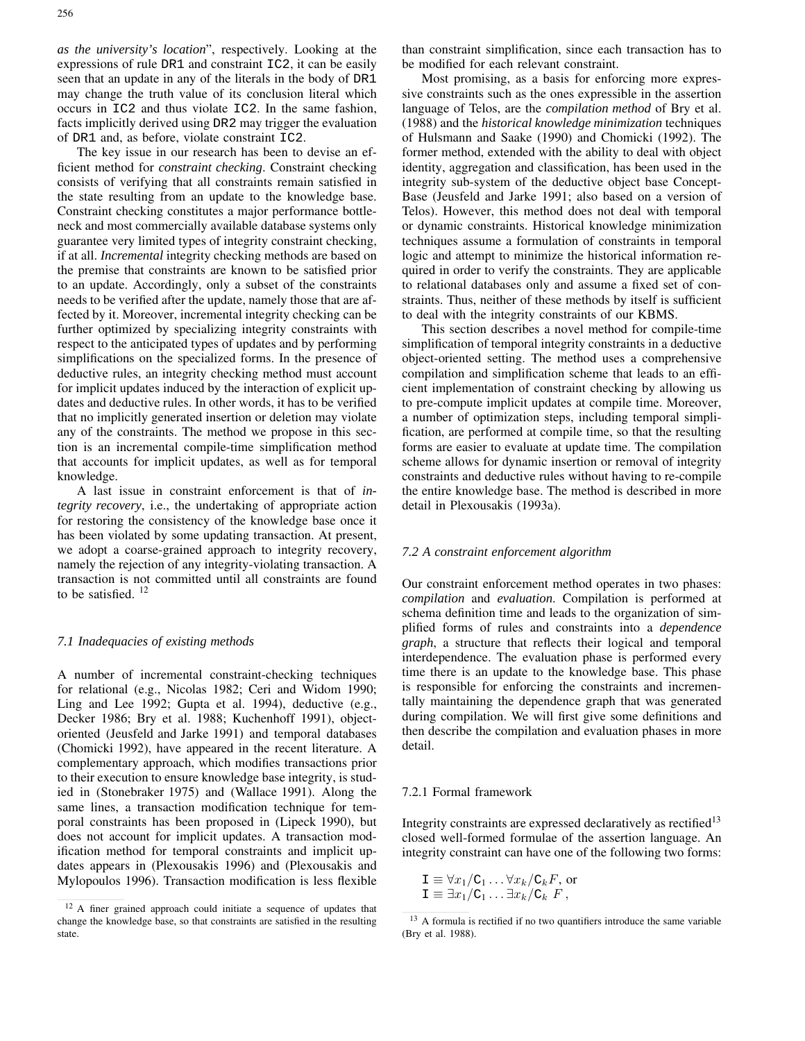*as the university's location*", respectively. Looking at the expressions of rule DR1 and constraint IC2, it can be easily seen that an update in any of the literals in the body of DR1 may change the truth value of its conclusion literal which occurs in IC2 and thus violate IC2. In the same fashion, facts implicitly derived using DR2 may trigger the evaluation of DR1 and, as before, violate constraint IC2.

The key issue in our research has been to devise an efficient method for *constraint checking*. Constraint checking consists of verifying that all constraints remain satisfied in the state resulting from an update to the knowledge base. Constraint checking constitutes a major performance bottleneck and most commercially available database systems only guarantee very limited types of integrity constraint checking, if at all. *Incremental* integrity checking methods are based on the premise that constraints are known to be satisfied prior to an update. Accordingly, only a subset of the constraints needs to be verified after the update, namely those that are affected by it. Moreover, incremental integrity checking can be further optimized by specializing integrity constraints with respect to the anticipated types of updates and by performing simplifications on the specialized forms. In the presence of deductive rules, an integrity checking method must account for implicit updates induced by the interaction of explicit updates and deductive rules. In other words, it has to be verified that no implicitly generated insertion or deletion may violate any of the constraints. The method we propose in this section is an incremental compile-time simplification method that accounts for implicit updates, as well as for temporal knowledge.

A last issue in constraint enforcement is that of *integrity recovery*, i.e., the undertaking of appropriate action for restoring the consistency of the knowledge base once it has been violated by some updating transaction. At present, we adopt a coarse-grained approach to integrity recovery, namely the rejection of any integrity-violating transaction. A transaction is not committed until all constraints are found to be satisfied. [12]

### 7.1 Inadequacies of existing methods

A number of incremental constraint-checking techniques for relational (e.g., Nicolas 1982; Ceri and Widom 1990; Ling and Lee 1992; Gupta et al. 1994), deductive (e.g., Decker 1986; Bry et al. 1988; Kuchenhoff 1991), object-oriented (Jeusfeld and Jarke 1991) and temporal databases (Chomicki 1992), have appeared in the recent literature. A complementary approach, which modifies transactions prior to their execution to ensure knowledge base integrity, is studied in (Stonebraker 1975) and (Wallace 1991). Along the same lines, a transaction modification technique for temporal constraints has been proposed in (Lipeck 1990), but does not account for implicit updates. A transaction modification method for temporal constraints and implicit updates appears in (Plexousakis 1996) and (Plexousakis and Mylopoulos 1996). Transaction modification is less flexible than constraint simplification, since each transaction has to be modified for each relevant constraint.

Most promising, as a basis for enforcing more expressive constraints such as the ones expressible in the assertion language of Telos, are the *compilation method* of Bry et al. (1988) and the *historical knowledge minimization* techniques of Hulsmann and Saake (1990) and Chomicki (1992). The former method, extended with the ability to deal with object identity, aggregation and classification, has been used in the integrity sub-system of the deductive object base ConceptBase (Jeusfeld and Jarke 1991; also based on a version of Telos). However, this method does not deal with temporal or dynamic constraints. Historical knowledge minimization techniques assume a formulation of constraints in temporal logic and attempt to minimize the historical information required in order to verify the constraints. They are applicable to relational databases only and assume a fixed set of constraints. Thus, neither of these methods by itself is sufficient to deal with the integrity constraints of our KBMS.

This section describes a novel method for compile-time simplification of temporal integrity constraints in a deductive object-oriented setting. The method uses a comprehensive compilation and simplification scheme that leads to an efficient implementation of constraint checking by allowing us to pre-compute implicit updates at compile time. Moreover, a number of optimization steps, including temporal simplification, are performed at compile time, so that the resulting forms are easier to evaluate at update time. The compilation scheme allows for dynamic insertion or removal of integrity constraints and deductive rules without having to re-compile the entire knowledge base. The method is described in more detail in Plexousakis (1993a).

### 7.2 A constraint enforcement algorithm

Our constraint enforcement method operates in two phases: *compilation* and *evaluation*. Compilation is performed at schema definition time and leads to the organization of simplified forms of rules and constraints into a *dependence graph*, a structure that reflects their logical and temporal interdependence. The evaluation phase is performed every time there is an update to the knowledge base. This phase is responsible for enforcing the constraints and incrementally maintaining the dependence graph that was generated during compilation. We will first give some definitions and then describe the compilation and evaluation phases in more detail.

#### 7.2.1 Formal framework

Integrity constraints are expressed declaratively as rectified[13] closed well-formed formulae of the assertion language. An integrity constraint can have one of the following two forms:

$$\mathtt{I} \equiv \forall x_1/\mathtt{C}_1 \ldots \forall x_k/\mathtt{C}_k F, \text{ or}$$
$$\mathtt{I} \equiv \exists x_1/\mathtt{C}_1 \ldots \exists x_k/\mathtt{C}_k \ F,$$

[12] A finer grained approach could initiate a sequence of updates that change the knowledge base, so that constraints are satisfied in the resulting state.

[13] A formula is rectified if no two quantifiers introduce the same variable (Bry et al. 1988).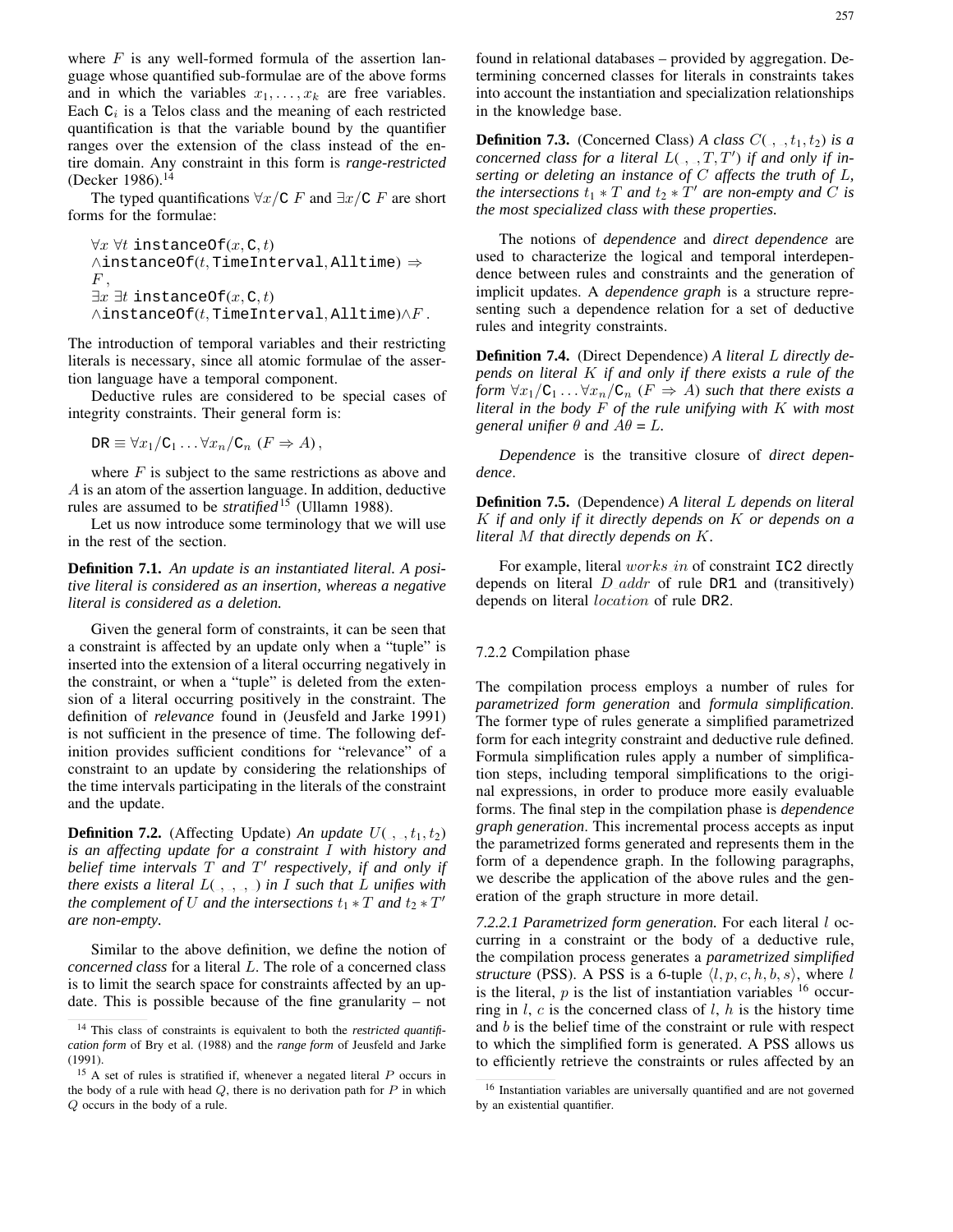where $F$ is any well-formed formula of the assertion language whose quantified sub-formulae are of the above forms and in which the variables $x_1, \ldots, x_k$ are free variables. Each $\mathtt{C}_i$ is a Telos class and the meaning of each restricted quantification is that the variable bound by the quantifier ranges over the extension of the class instead of the entire domain. Any constraint in this form is *range-restricted* (Decker 1986).[14]

The typed quantifications $\forall x/\mathtt{C}\ F$ and $\exists x/\mathtt{C}\ F$ are short forms for the formulae:

$$\forall x\ \forall t\ \mathtt{instanceOf}(x, \mathtt{C}, t) \wedge \mathtt{instanceOf}(t, \mathtt{TimeInterval}, \mathtt{Alltime}) \Rightarrow F\,,$$

$$\exists x\ \exists t\ \mathtt{instanceOf}(x, \mathtt{C}, t) \wedge \mathtt{instanceOf}(t, \mathtt{TimeInterval}, \mathtt{Alltime}) \wedge F\,.$$

The introduction of temporal variables and their restricting literals is necessary, since all atomic formulae of the assertion language have a temporal component.

Deductive rules are considered to be special cases of integrity constraints. Their general form is:

$$\mathtt{DR} \equiv \forall x_1/\mathtt{C}_1 \ldots \forall x_n/\mathtt{C}_n\ (F \Rightarrow A)\,,$$

where $F$ is subject to the same restrictions as above and $A$ is an atom of the assertion language. In addition, deductive rules are assumed to be *stratified*[15] (Ullamn 1988).

Let us now introduce some terminology that we will use in the rest of the section.

**Definition 7.1.** *An update is an instantiated literal. A positive literal is considered as an insertion, whereas a negative literal is considered as a deletion.*

Given the general form of constraints, it can be seen that a constraint is affected by an update only when a "tuple" is inserted into the extension of a literal occurring negatively in the constraint, or when a "tuple" is deleted from the extension of a literal occurring positively in the constraint. The definition of *relevance* found in (Jeusfeld and Jarke 1991) is not sufficient in the presence of time. The following definition provides sufficient conditions for "relevance" of a constraint to an update by considering the relationships of the time intervals participating in the literals of the constraint and the update.

**Definition 7.2.** (Affecting Update) *An update $U(\ ,\ , t_1, t_2)$ is an affecting update for a constraint $I$ with history and belief time intervals $T$ and $T'$ respectively, if and only if there exists a literal $L(\ ,\ ,\ ,\ )$ in $I$ such that $L$ unifies with the complement of $U$ and the intersections $t_1 * T$ and $t_2 * T'$ are non-empty.*

Similar to the above definition, we define the notion of *concerned class* for a literal $L$. The role of a concerned class is to limit the search space for constraints affected by an update. This is possible because of the fine granularity – not found in relational databases – provided by aggregation. Determining concerned classes for literals in constraints takes into account the instantiation and specialization relationships in the knowledge base.

**Definition 7.3.** (Concerned Class) *A class $C(\ ,\ , t_1, t_2)$ is a concerned class for a literal $L(\ ,\ , T, T')$ if and only if inserting or deleting an instance of $C$ affects the truth of $L$, the intersections $t_1 * T$ and $t_2 * T'$ are non-empty and $C$ is the most specialized class with these properties.*

The notions of *dependence* and *direct dependence* are used to characterize the logical and temporal interdependence between rules and constraints and the generation of implicit updates. A *dependence graph* is a structure representing such a dependence relation for a set of deductive rules and integrity constraints.

**Definition 7.4.** (Direct Dependence) *A literal $L$ directly depends on literal $K$ if and only if there exists a rule of the form $\forall x_1/\mathtt{C}_1 \ldots \forall x_n/\mathtt{C}_n\ (F \Rightarrow A)$ such that there exists a literal in the body $F$ of the rule unifying with $K$ with most general unifier $\theta$ and $A\theta = L$.*

*Dependence* is the transitive closure of *direct dependence*.

**Definition 7.5.** (Dependence) *A literal $L$ depends on literal $K$ if and only if it directly depends on $K$ or depends on a literal $M$ that directly depends on $K$.*

For example, literal $works\ in$ of constraint `IC2` directly depends on literal $D\ addr$ of rule `DR1` and (transitively) depends on literal $location$ of rule `DR2`.

#### 7.2.2 Compilation phase

The compilation process employs a number of rules for *parametrized form generation* and *formula simplification*. The former type of rules generate a simplified parametrized form for each integrity constraint and deductive rule defined. Formula simplification rules apply a number of simplification steps, including temporal simplifications to the original expressions, in order to produce more easily evaluable forms. The final step in the compilation phase is *dependence graph generation*. This incremental process accepts as input the parametrized forms generated and represents them in the form of a dependence graph. In the following paragraphs, we describe the application of the above rules and the generation of the graph structure in more detail.

*7.2.2.1 Parametrized form generation.* For each literal $l$ occurring in a constraint or the body of a deductive rule, the compilation process generates a *parametrized simplified structure* (PSS). A PSS is a 6-tuple $\langle l, p, c, h, b, s\rangle$, where $l$ is the literal, $p$ is the list of instantiation variables [16] occurring in $l$, $c$ is the concerned class of $l$, $h$ is the history time and $b$ is the belief time of the constraint or rule with respect to which the simplified form is generated. A PSS allows us to efficiently retrieve the constraints or rules affected by an

[14] This class of constraints is equivalent to both the *restricted quantification form* of Bry et al. (1988) and the *range form* of Jeusfeld and Jarke (1991).

[15] A set of rules is stratified if, whenever a negated literal $P$ occurs in the body of a rule with head $Q$, there is no derivation path for $P$ in which $Q$ occurs in the body of a rule.

[16] Instantiation variables are universally quantified and are not governed by an existential quantifier.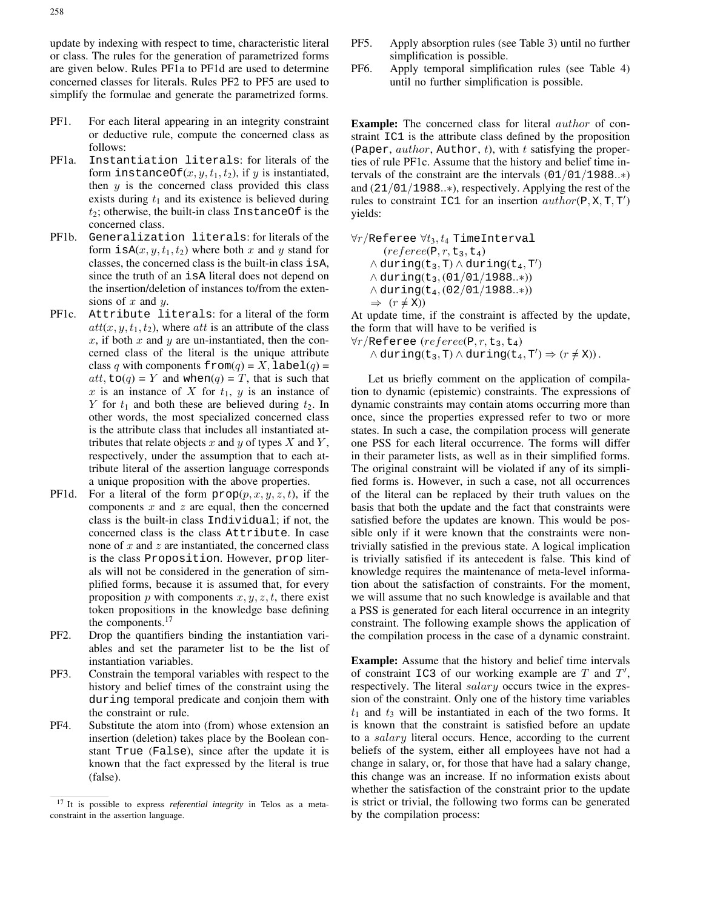update by indexing with respect to time, characteristic literal or class. The rules for the generation of parametrized forms are given below. Rules PF1a to PF1d are used to determine concerned classes for literals. Rules PF2 to PF5 are used to simplify the formulae and generate the parametrized forms.

- PF1. For each literal appearing in an integrity constraint or deductive rule, compute the concerned class as follows:
- PF1a. `Instantiation literals`: for literals of the form $\texttt{instanceOf}(x, y, t_1, t_2)$, if $y$ is instantiated, then $y$ is the concerned class provided this class exists during $t_1$ and its existence is believed during $t_2$; otherwise, the built-in class `InstanceOf` is the concerned class.
- PF1b. `Generalization literals`: for literals of the form $\texttt{isA}(x, y, t_1, t_2)$ where both $x$ and $y$ stand for classes, the concerned class is the built-in class `isA`, since the truth of an `isA` literal does not depend on the insertion/deletion of instances to/from the extensions of $x$ and $y$.
- PF1c. `Attribute literals`: for a literal of the form $att(x, y, t_1, t_2)$, where $att$ is an attribute of the class $x$, if both $x$ and $y$ are un-instantiated, then the concerned class of the literal is the unique attribute class $q$ with components $\texttt{from}(q) = X$, $\texttt{label}(q) = att$, $\texttt{to}(q) = Y$ and $\texttt{when}(q) = T$, that is such that $x$ is an instance of $X$ for $t_1$, $y$ is an instance of $Y$ for $t_1$ and both these are believed during $t_2$. In other words, the most specialized concerned class is the attribute class that includes all instantiated attributes that relate objects $x$ and $y$ of types $X$ and $Y$, respectively, under the assumption that to each attribute literal of the assertion language corresponds a unique proposition with the above properties.
- PF1d. For a literal of the form $\texttt{prop}(p, x, y, z, t)$, if the components $x$ and $z$ are equal, then the concerned class is the built-in class `Individual`; if not, the concerned class is the class `Attribute`. In case none of $x$ and $z$ are instantiated, the concerned class is the class `Proposition`. However, `prop` literals will not be considered in the generation of simplified forms, because it is assumed that, for every proposition $p$ with components $x, y, z, t$, there exist token propositions in the knowledge base defining the components.[17]
- PF2. Drop the quantifiers binding the instantiation variables and set the parameter list to be the list of instantiation variables.
- PF3. Constrain the temporal variables with respect to the history and belief times of the constraint using the `during` temporal predicate and conjoin them with the constraint or rule.
- PF4. Substitute the atom into (from) whose extension an insertion (deletion) takes place by the Boolean constant `True` (`False`), since after the update it is known that the fact expressed by the literal is true (false).
- PF5. Apply absorption rules (see Table 3) until no further simplification is possible.
- PF6. Apply temporal simplification rules (see Table 4) until no further simplification is possible.

[17] It is possible to express *referential integrity* in Telos as a meta-constraint in the assertion language.

**Example:** The concerned class for literal $author$ of constraint `IC1` is the attribute class defined by the proposition (`Paper`, $author$, `Author`, $t$), with $t$ satisfying the properties of rule PF1c. Assume that the history and belief time intervals of the constraint are the intervals $(\texttt{01/01/1988}..*)$ and $(\texttt{21/01/1988}..*)$, respectively. Applying the rest of the rules to constraint `IC1` for an insertion $author(\mathsf{P}, \mathsf{X}, \mathsf{T}, \mathsf{T}')$ yields:

$$
\begin{aligned}
&\forall r/\texttt{Referee}\ \forall t_3, t_4\ \texttt{TimeInterval}\\
&\quad (referee(\mathsf{P}, r, \mathtt{t_3}, \mathtt{t_4})\\
&\quad \wedge \texttt{during}(\mathtt{t_3}, \mathsf{T}) \wedge \texttt{during}(\mathtt{t_4}, \mathsf{T}')\\
&\quad \wedge \texttt{during}(\mathtt{t_3}, (\texttt{01/01/1988}..*))\\
&\quad \wedge \texttt{during}(\mathtt{t_4}, (\texttt{02/01/1988}..*))\\
&\quad \Rightarrow\ (r \neq \mathsf{X}))
\end{aligned}
$$

At update time, if the constraint is affected by the update, the form that will have to be verified is

$$
\forall r/\texttt{Referee}\ (referee(\mathsf{P}, r, \mathtt{t_3}, \mathtt{t_4}) \wedge \texttt{during}(\mathtt{t_3}, \mathsf{T}) \wedge \texttt{during}(\mathtt{t_4}, \mathsf{T}') \Rightarrow (r \neq \mathsf{X})).
$$

Let us briefly comment on the application of compilation to dynamic (epistemic) constraints. The expressions of dynamic constraints may contain atoms occurring more than once, since the properties expressed refer to two or more states. In such a case, the compilation process will generate one PSS for each literal occurrence. The forms will differ in their parameter lists, as well as in their simplified forms. The original constraint will be violated if any of its simplified forms is. However, in such a case, not all occurrences of the literal can be replaced by their truth values on the basis that both the update and the fact that constraints were satisfied before the updates are known. This would be possible only if it were known that the constraints were non-trivially satisfied in the previous state. A logical implication is trivially satisfied if its antecedent is false. This kind of knowledge requires the maintenance of meta-level information about the satisfaction of constraints. For the moment, we will assume that no such knowledge is available and that a PSS is generated for each literal occurrence in an integrity constraint. The following example shows the application of the compilation process in the case of a dynamic constraint.

**Example:** Assume that the history and belief time intervals of constraint `IC3` of our working example are $T$ and $T'$, respectively. The literal $salary$ occurs twice in the expression of the constraint. Only one of the history time variables $t_1$ and $t_3$ will be instantiated in each of the two forms. It is known that the constraint is satisfied before an update to a $salary$ literal occurs. Hence, according to the current beliefs of the system, either all employees have not had a change in salary, or, for those that have had a salary change, this change was an increase. If no information exists about whether the satisfaction of the constraint prior to the update is strict or trivial, the following two forms can be generated by the compilation process: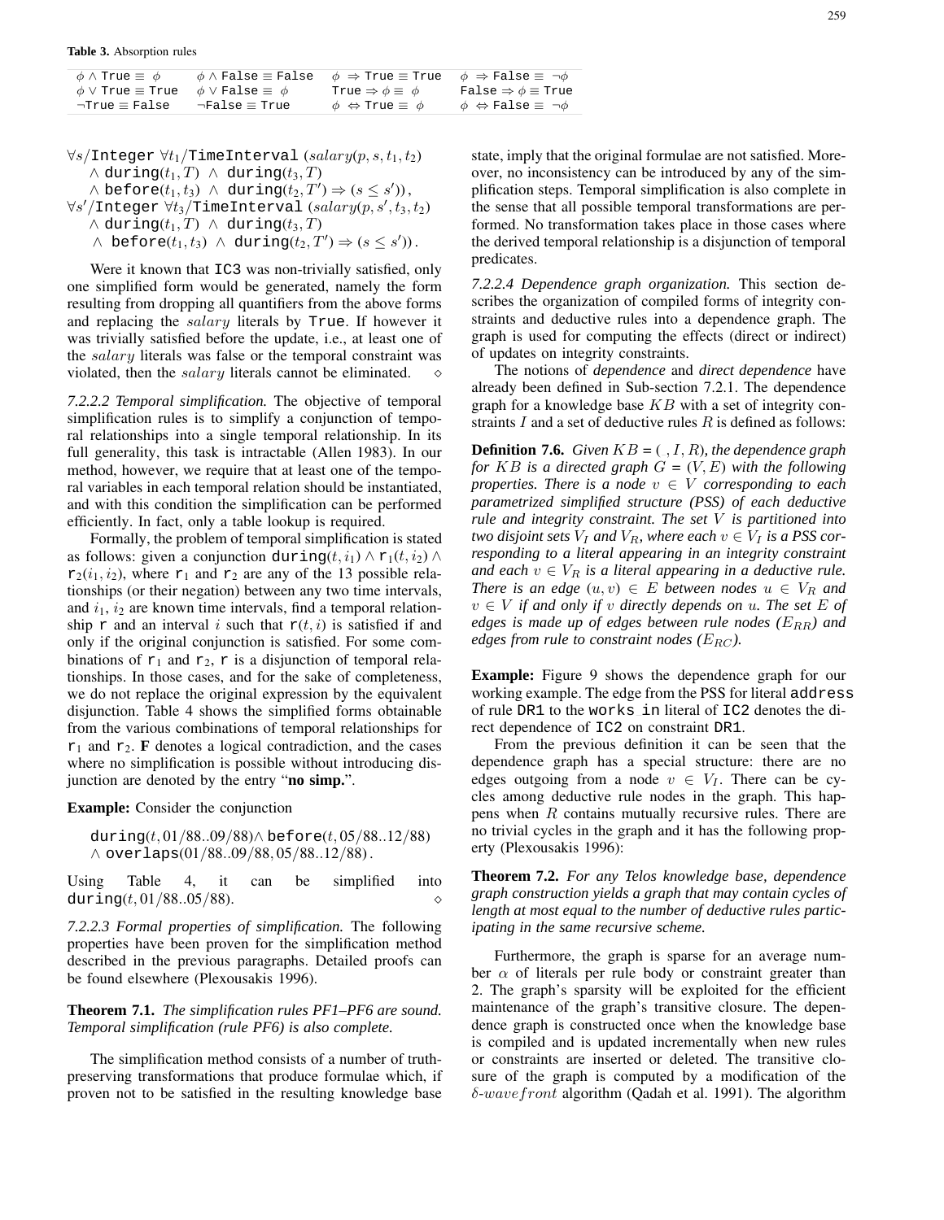**Table 3.** Absorption rules

| | | | |
|---|---|---|---|
| $\phi \wedge$ `True` $\equiv \phi$ | $\phi \wedge$ `False` $\equiv$ `False` | $\phi \Rightarrow$ `True` $\equiv$ `True` | $\phi \Rightarrow$ `False` $\equiv \neg\phi$ |
| $\phi \vee$ `True` $\equiv$ `True` | $\phi \vee$ `False` $\equiv \phi$ | `True` $\Rightarrow \phi \equiv \phi$ | `False` $\Rightarrow \phi \equiv$ `True` |
| $\neg$`True` $\equiv$ `False` | $\neg$`False` $\equiv$ `True` | $\phi \Leftrightarrow$ `True` $\equiv \phi$ | $\phi \Leftrightarrow$ `False` $\equiv \neg\phi$ |

$\forall s/\texttt{Integer}\ \forall t_1/\texttt{TimeInterval}\ (salary(p, s, t_1, t_2)$
$\quad \wedge\ \texttt{during}(t_1, T)\ \wedge\ \texttt{during}(t_3, T)$
$\quad \wedge\ \texttt{before}(t_1, t_3)\ \wedge\ \texttt{during}(t_2, T') \Rightarrow (s \leq s'))\,,$
$\forall s'/\texttt{Integer}\ \forall t_3/\texttt{TimeInterval}\ (salary(p, s', t_3, t_2)$
$\quad \wedge\ \texttt{during}(t_1, T)\ \wedge\ \texttt{during}(t_3, T)$
$\quad \wedge\ \texttt{before}(t_1, t_3)\ \wedge\ \texttt{during}(t_2, T') \Rightarrow (s \leq s'))\,.$

Were it known that `IC3` was non-trivially satisfied, only one simplified form would be generated, namely the form resulting from dropping all quantifiers from the above forms and replacing the $salary$ literals by `True`. If however it was trivially satisfied before the update, i.e., at least one of the $salary$ literals was false or the temporal constraint was violated, then the $salary$ literals cannot be eliminated. ◇

*7.2.2.2 Temporal simplification.* The objective of temporal simplification rules is to simplify a conjunction of temporal relationships into a single temporal relationship. In its full generality, this task is intractable (Allen 1983). In our method, however, we require that at least one of the temporal variables in each temporal relation should be instantiated, and with this condition the simplification can be performed efficiently. In fact, only a table lookup is required.

Formally, the problem of temporal simplification is stated as follows: given a conjunction $\texttt{during}(t, i_1) \wedge \texttt{r}_1(t, i_2) \wedge \texttt{r}_2(i_1, i_2)$, where $\texttt{r}_1$ and $\texttt{r}_2$ are any of the 13 possible relationships (or their negation) between any two time intervals, and $i_1$, $i_2$ are known time intervals, find a temporal relationship $\texttt{r}$ and an interval $i$ such that $\texttt{r}(t, i)$ is satisfied if and only if the original conjunction is satisfied. For some combinations of $\texttt{r}_1$ and $\texttt{r}_2$, $\texttt{r}$ is a disjunction of temporal relationships. In those cases, and for the sake of completeness, we do not replace the original expression by the equivalent disjunction. Table 4 shows the simplified forms obtainable from the various combinations of temporal relationships for $\texttt{r}_1$ and $\texttt{r}_2$. **F** denotes a logical contradiction, and the cases where no simplification is possible without introducing disjunction are denoted by the entry "**no simp.**".

**Example:** Consider the conjunction

$\texttt{during}(t, 01/88..09/88) \wedge \texttt{before}(t, 05/88..12/88)$
$\wedge\ \texttt{overlaps}(01/88..09/88, 05/88..12/88)\,.$

Using Table 4, it can be simplified into $\texttt{during}(t, 01/88..05/88)$. ◇

*7.2.2.3 Formal properties of simplification.* The following properties have been proven for the simplification method described in the previous paragraphs. Detailed proofs can be found elsewhere (Plexousakis 1996).

**Theorem 7.1.** *The simplification rules PF1–PF6 are sound. Temporal simplification (rule PF6) is also complete.*

The simplification method consists of a number of truth-preserving transformations that produce formulae which, if proven not to be satisfied in the resulting knowledge base state, imply that the original formulae are not satisfied. Moreover, no inconsistency can be introduced by any of the simplification steps. Temporal simplification is also complete in the sense that all possible temporal transformations are performed. No transformation takes place in those cases where the derived temporal relationship is a disjunction of temporal predicates.

*7.2.2.4 Dependence graph organization.* This section describes the organization of compiled forms of integrity constraints and deductive rules into a dependence graph. The graph is used for computing the effects (direct or indirect) of updates on integrity constraints.

The notions of *dependence* and *direct dependence* have already been defined in Sub-section 7.2.1. The dependence graph for a knowledge base $KB$ with a set of integrity constraints $I$ and a set of deductive rules $R$ is defined as follows:

**Definition 7.6.** *Given $KB = (\ , I, R)$, the dependence graph for $KB$ is a directed graph $G = (V, E)$ with the following properties. There is a node $v \in V$ corresponding to each parametrized simplified structure (PSS) of each deductive rule and integrity constraint. The set $V$ is partitioned into two disjoint sets $V_I$ and $V_R$, where each $v \in V_I$ is a PSS corresponding to a literal appearing in an integrity constraint and each $v \in V_R$ is a literal appearing in a deductive rule. There is an edge $(u, v) \in E$ between nodes $u \in V_R$ and $v \in V$ if and only if $v$ directly depends on $u$. The set $E$ of edges is made up of edges between rule nodes ($E_{RR}$) and edges from rule to constraint nodes ($E_{RC}$).*

**Example:** Figure 9 shows the dependence graph for our working example. The edge from the PSS for literal `address` of rule `DR1` to the `works in` literal of `IC2` denotes the direct dependence of `IC2` on constraint `DR1`.

From the previous definition it can be seen that the dependence graph has a special structure: there are no edges outgoing from a node $v \in V_I$. There can be cycles among deductive rule nodes in the graph. This happens when $R$ contains mutually recursive rules. There are no trivial cycles in the graph and it has the following property (Plexousakis 1996):

**Theorem 7.2.** *For any Telos knowledge base, dependence graph construction yields a graph that may contain cycles of length at most equal to the number of deductive rules participating in the same recursive scheme.*

Furthermore, the graph is sparse for an average number $\alpha$ of literals per rule body or constraint greater than 2. The graph's sparsity will be exploited for the efficient maintenance of the graph's transitive closure. The dependence graph is constructed once when the knowledge base is compiled and is updated incrementally when new rules or constraints are inserted or deleted. The transitive closure of the graph is computed by a modification of the $\delta$-$wavefront$ algorithm (Qadah et al. 1991). The algorithm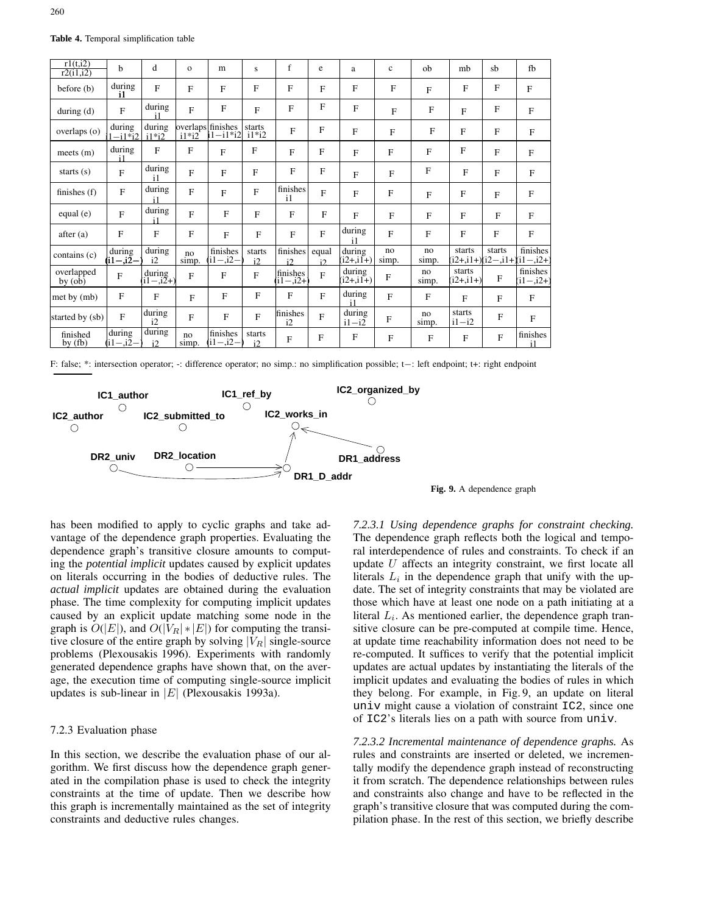**Table 4.** Temporal simplification table

| r1(t,i2) / r2(i1,i2) | b | d | o | m | s | f | e | a | c | ob | mb | sb | fb |
|---|---|---|---|---|---|---|---|---|---|---|---|---|---|
| before (b) | during i1 | F | F | F | F | F | F | F | F | F | F | F | F |
| during (d) | F | during i1 | F | F | F | F | F | F | F | F | F | F | F |
| overlaps (o) | during i1−i1*i2 | during i1*i2 | overlaps i1*i2 | finishes i1−i1*i2 | starts i1*i2 | F | F | F | F | F | F | F | F |
| meets (m) | during i1 | F | F | F | F | F | F | F | F | F | F | F | F |
| starts (s) | F | during i1 | F | F | F | F | F | F | F | F | F | F | F |
| finishes (f) | F | during i1 | F | F | F | finishes i1 | F | F | F | F | F | F | F |
| equal (e) | F | during i1 | F | F | F | F | F | F | F | F | F | F | F |
| after (a) | F | F | F | F | F | F | F | during i1 | F | F | F | F | F |
| contains (c) | during (i1−,i2−) | during i2 | no simp. | finishes (i1−,i2−) | starts i2 | finishes i2 | equal i2 | during (i2+,i1+) | no simp. | no simp. | starts (i2+,i1+) | starts (i2−,i1+) | finishes (i1−,i2+) |
| overlapped by (ob) | F | during (i1−,i2+) | F | F | F | finishes (i1−,i2+) | F | during (i2+,i1+) | F | no simp. | starts (i2+,i1+) | F | finishes (i1−,i2+) |
| met by (mb) | F | F | F | F | F | F | F | during i1 | F | F | F | F | F |
| started by (sb) | F | during i2 | F | F | F | finishes i2 | F | during i1−i2 | F | no simp. | starts i1−i2 | F | F |
| finished by (fb) | during (i1−,i2−) | during i2 | no simp. | finishes (i1−,i2−) | starts i2 | F | F | F | F | F | F | F | finishes i1 |

F: false; *: intersection operator; -: difference operator; no simp.: no simplification possible; t−: left endpoint; t+: right endpoint

**Fig. 9.** A dependence graph

has been modified to apply to cyclic graphs and take advantage of the dependence graph properties. Evaluating the dependence graph's transitive closure amounts to computing the *potential implicit* updates caused by explicit updates on literals occurring in the bodies of deductive rules. The *actual implicit* updates are obtained during the evaluation phase. The time complexity for computing implicit updates caused by an explicit update matching some node in the graph is $O(|E|)$, and $O(|V_R| * |E|)$ for computing the transitive closure of the entire graph by solving $|V_R|$ single-source problems (Plexousakis 1996). Experiments with randomly generated dependence graphs have shown that, on the average, the execution time of computing single-source implicit updates is sub-linear in $|E|$ (Plexousakis 1993a).

### 7.2.3 Evaluation phase

In this section, we describe the evaluation phase of our algorithm. We first discuss how the dependence graph generated in the compilation phase is used to check the integrity constraints at the time of update. Then we describe how this graph is incrementally maintained as the set of integrity constraints and deductive rules changes.

*7.2.3.1 Using dependence graphs for constraint checking.* The dependence graph reflects both the logical and temporal interdependence of rules and constraints. To check if an update $U$ affects an integrity constraint, we first locate all literals $L_i$ in the dependence graph that unify with the update. The set of integrity constraints that may be violated are those which have at least one node on a path initiating at a literal $L_i$. As mentioned earlier, the dependence graph transitive closure can be pre-computed at compile time. Hence, at update time reachability information does not need to be re-computed. It suffices to verify that the potential implicit updates are actual updates by instantiating the literals of the implicit updates and evaluating the bodies of rules in which they belong. For example, in Fig. 9, an update on literal `univ` might cause a violation of constraint `IC2`, since one of `IC2`'s literals lies on a path with source from `univ`.

*7.2.3.2 Incremental maintenance of dependence graphs.* As rules and constraints are inserted or deleted, we incrementally modify the dependence graph instead of reconstructing it from scratch. The dependence relationships between rules and constraints also change and have to be reflected in the graph's transitive closure that was computed during the compilation phase. In the rest of this section, we briefly describe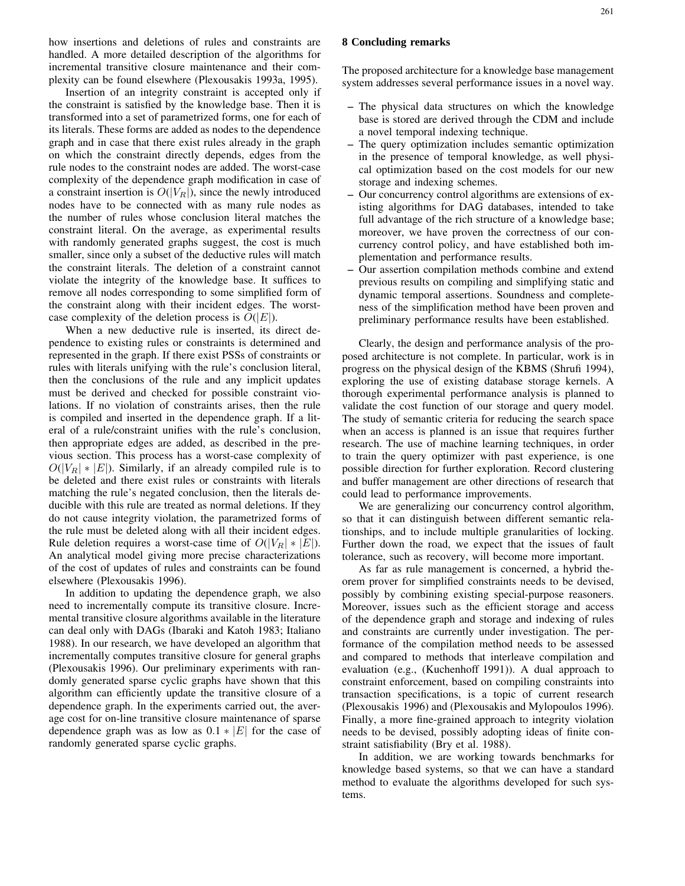how insertions and deletions of rules and constraints are handled. A more detailed description of the algorithms for incremental transitive closure maintenance and their complexity can be found elsewhere (Plexousakis 1993a, 1995).

Insertion of an integrity constraint is accepted only if the constraint is satisfied by the knowledge base. Then it is transformed into a set of parametrized forms, one for each of its literals. These forms are added as nodes to the dependence graph and in case that there exist rules already in the graph on which the constraint directly depends, edges from the rule nodes to the constraint nodes are added. The worst-case complexity of the dependence graph modification in case of a constraint insertion is $O(|V_R|)$, since the newly introduced nodes have to be connected with as many rule nodes as the number of rules whose conclusion literal matches the constraint literal. On the average, as experimental results with randomly generated graphs suggest, the cost is much smaller, since only a subset of the deductive rules will match the constraint literals. The deletion of a constraint cannot violate the integrity of the knowledge base. It suffices to remove all nodes corresponding to some simplified form of the constraint along with their incident edges. The worst-case complexity of the deletion process is $O(|E|)$.

When a new deductive rule is inserted, its direct dependence to existing rules or constraints is determined and represented in the graph. If there exist PSSs of constraints or rules with literals unifying with the rule's conclusion literal, then the conclusions of the rule and any implicit updates must be derived and checked for possible constraint violations. If no violation of constraints arises, then the rule is compiled and inserted in the dependence graph. If a literal of a rule/constraint unifies with the rule's conclusion, then appropriate edges are added, as described in the previous section. This process has a worst-case complexity of $O(|V_R| * |E|)$. Similarly, if an already compiled rule is to be deleted and there exist rules or constraints with literals matching the rule's negated conclusion, then the literals deducible with this rule are treated as normal deletions. If they do not cause integrity violation, the parametrized forms of the rule must be deleted along with all their incident edges. Rule deletion requires a worst-case time of $O(|V_R| * |E|)$. An analytical model giving more precise characterizations of the cost of updates of rules and constraints can be found elsewhere (Plexousakis 1996).

In addition to updating the dependence graph, we also need to incrementally compute its transitive closure. Incremental transitive closure algorithms available in the literature can deal only with DAGs (Ibaraki and Katoh 1983; Italiano 1988). In our research, we have developed an algorithm that incrementally computes transitive closure for general graphs (Plexousakis 1996). Our preliminary experiments with randomly generated sparse cyclic graphs have shown that this algorithm can efficiently update the transitive closure of a dependence graph. In the experiments carried out, the average cost for on-line transitive closure maintenance of sparse dependence graph was as low as $0.1 * |E|$ for the case of randomly generated sparse cyclic graphs.

## 8 Concluding remarks

The proposed architecture for a knowledge base management system addresses several performance issues in a novel way.

- The physical data structures on which the knowledge base is stored are derived through the CDM and include a novel temporal indexing technique.
- The query optimization includes semantic optimization in the presence of temporal knowledge, as well physical optimization based on the cost models for our new storage and indexing schemes.
- Our concurrency control algorithms are extensions of existing algorithms for DAG databases, intended to take full advantage of the rich structure of a knowledge base; moreover, we have proven the correctness of our concurrency control policy, and have established both implementation and performance results.
- Our assertion compilation methods combine and extend previous results on compiling and simplifying static and dynamic temporal assertions. Soundness and completeness of the simplification method have been proven and preliminary performance results have been established.

Clearly, the design and performance analysis of the proposed architecture is not complete. In particular, work is in progress on the physical design of the KBMS (Shrufi 1994), exploring the use of existing database storage kernels. A thorough experimental performance analysis is planned to validate the cost function of our storage and query model. The study of semantic criteria for reducing the search space when an access is planned is an issue that requires further research. The use of machine learning techniques, in order to train the query optimizer with past experience, is one possible direction for further exploration. Record clustering and buffer management are other directions of research that could lead to performance improvements.

We are generalizing our concurrency control algorithm, so that it can distinguish between different semantic relationships, and to include multiple granularities of locking. Further down the road, we expect that the issues of fault tolerance, such as recovery, will become more important.

As far as rule management is concerned, a hybrid theorem prover for simplified constraints needs to be devised, possibly by combining existing special-purpose reasoners. Moreover, issues such as the efficient storage and access of the dependence graph and storage and indexing of rules and constraints are currently under investigation. The performance of the compilation method needs to be assessed and compared to methods that interleave compilation and evaluation (e.g., (Kuchenhoff 1991)). A dual approach to constraint enforcement, based on compiling constraints into transaction specifications, is a topic of current research (Plexousakis 1996) and (Plexousakis and Mylopoulos 1996). Finally, a more fine-grained approach to integrity violation needs to be devised, possibly adopting ideas of finite constraint satisfiability (Bry et al. 1988).

In addition, we are working towards benchmarks for knowledge based systems, so that we can have a standard method to evaluate the algorithms developed for such systems.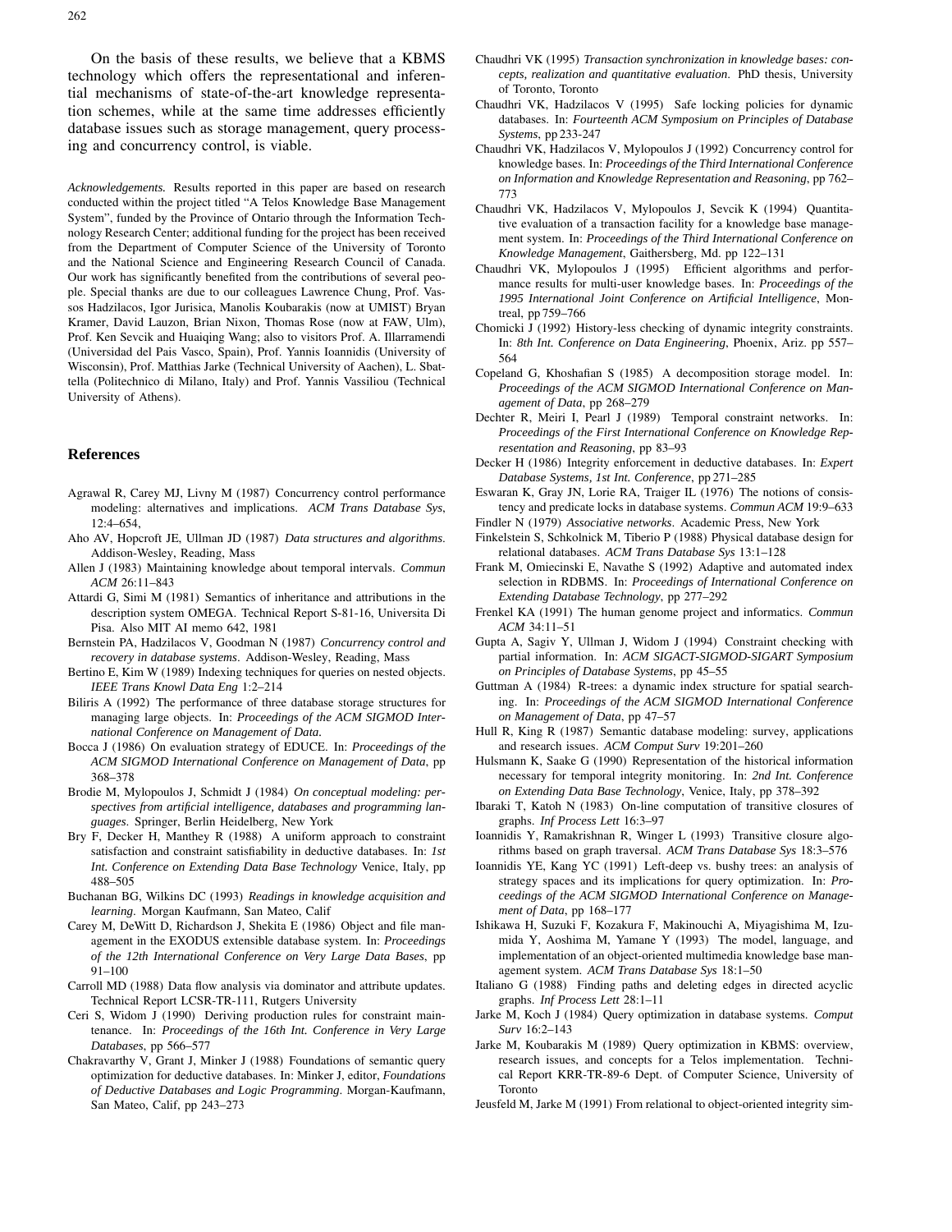On the basis of these results, we believe that a KBMS technology which offers the representational and inferential mechanisms of state-of-the-art knowledge representation schemes, while at the same time addresses efficiently database issues such as storage management, query processing and concurrency control, is viable.

*Acknowledgements.* Results reported in this paper are based on research conducted within the project titled "A Telos Knowledge Base Management System", funded by the Province of Ontario through the Information Technology Research Center; additional funding for the project has been received from the Department of Computer Science of the University of Toronto and the National Science and Engineering Research Council of Canada. Our work has significantly benefited from the contributions of several people. Special thanks are due to our colleagues Lawrence Chung, Prof. Vassos Hadzilacos, Igor Jurisica, Manolis Koubarakis (now at UMIST) Bryan Kramer, David Lauzon, Brian Nixon, Thomas Rose (now at FAW, Ulm), Prof. Ken Sevcik and Huaiqing Wang; also to visitors Prof. A. Illarramendi (Universidad del Pais Vasco, Spain), Prof. Yannis Ioannidis (University of Wisconsin), Prof. Matthias Jarke (Technical University of Aachen), L. Sbattella (Politechnico di Milano, Italy) and Prof. Yannis Vassiliou (Technical University of Athens).

## References

- Agrawal R, Carey MJ, Livny M (1987) Concurrency control performance modeling: alternatives and implications. *ACM Trans Database Sys*, 12:4–654,
- Aho AV, Hopcroft JE, Ullman JD (1987) *Data structures and algorithms*. Addison-Wesley, Reading, Mass
- Allen J (1983) Maintaining knowledge about temporal intervals. *Commun ACM* 26:11–843
- Attardi G, Simi M (1981) Semantics of inheritance and attributions in the description system OMEGA. Technical Report S-81-16, Universita Di Pisa. Also MIT AI memo 642, 1981
- Bernstein PA, Hadzilacos V, Goodman N (1987) *Concurrency control and recovery in database systems*. Addison-Wesley, Reading, Mass
- Bertino E, Kim W (1989) Indexing techniques for queries on nested objects. *IEEE Trans Knowl Data Eng* 1:2–214
- Biliris A (1992) The performance of three database storage structures for managing large objects. In: *Proceedings of the ACM SIGMOD International Conference on Management of Data*.
- Bocca J (1986) On evaluation strategy of EDUCE. In: *Proceedings of the ACM SIGMOD International Conference on Management of Data*, pp 368–378
- Brodie M, Mylopoulos J, Schmidt J (1984) *On conceptual modeling: perspectives from artificial intelligence, databases and programming languages*. Springer, Berlin Heidelberg, New York
- Bry F, Decker H, Manthey R (1988) A uniform approach to constraint satisfaction and constraint satisfiability in deductive databases. In: *1st Int. Conference on Extending Data Base Technology* Venice, Italy, pp 488–505
- Buchanan BG, Wilkins DC (1993) *Readings in knowledge acquisition and learning*. Morgan Kaufmann, San Mateo, Calif
- Carey M, DeWitt D, Richardson J, Shekita E (1986) Object and file management in the EXODUS extensible database system. In: *Proceedings of the 12th International Conference on Very Large Data Bases*, pp 91–100
- Carroll MD (1988) Data flow analysis via dominator and attribute updates. Technical Report LCSR-TR-111, Rutgers University
- Ceri S, Widom J (1990) Deriving production rules for constraint maintenance. In: *Proceedings of the 16th Int. Conference in Very Large Databases*, pp 566–577
- Chakravarthy V, Grant J, Minker J (1988) Foundations of semantic query optimization for deductive databases. In: Minker J, editor, *Foundations of Deductive Databases and Logic Programming*. Morgan-Kaufmann, San Mateo, Calif, pp 243–273
- Chaudhri VK (1995) *Transaction synchronization in knowledge bases: concepts, realization and quantitative evaluation*. PhD thesis, University of Toronto, Toronto
- Chaudhri VK, Hadzilacos V (1995) Safe locking policies for dynamic databases. In: *Fourteenth ACM Symposium on Principles of Database Systems*, pp 233-247
- Chaudhri VK, Hadzilacos V, Mylopoulos J (1992) Concurrency control for knowledge bases. In: *Proceedings of the Third International Conference on Information and Knowledge Representation and Reasoning*, pp 762–773
- Chaudhri VK, Hadzilacos V, Mylopoulos J, Sevcik K (1994) Quantitative evaluation of a transaction facility for a knowledge base management system. In: *Proceedings of the Third International Conference on Knowledge Management*, Gaithersberg, Md. pp 122–131
- Chaudhri VK, Mylopoulos J (1995) Efficient algorithms and performance results for multi-user knowledge bases. In: *Proceedings of the 1995 International Joint Conference on Artificial Intelligence*, Montreal, pp 759–766
- Chomicki J (1992) History-less checking of dynamic integrity constraints. In: *8th Int. Conference on Data Engineering*, Phoenix, Ariz. pp 557–564
- Copeland G, Khoshafian S (1985) A decomposition storage model. In: *Proceedings of the ACM SIGMOD International Conference on Management of Data*, pp 268–279
- Dechter R, Meiri I, Pearl J (1989) Temporal constraint networks. In: *Proceedings of the First International Conference on Knowledge Representation and Reasoning*, pp 83–93
- Decker H (1986) Integrity enforcement in deductive databases. In: *Expert Database Systems, 1st Int. Conference*, pp 271–285
- Eswaran K, Gray JN, Lorie RA, Traiger IL (1976) The notions of consistency and predicate locks in database systems. *Commun ACM* 19:9–633
- Findler N (1979) *Associative networks*. Academic Press, New York
- Finkelstein S, Schkolnick M, Tiberio P (1988) Physical database design for relational databases. *ACM Trans Database Sys* 13:1–128
- Frank M, Omiecinski E, Navathe S (1992) Adaptive and automated index selection in RDBMS. In: *Proceedings of International Conference on Extending Database Technology*, pp 277–292
- Frenkel KA (1991) The human genome project and informatics. *Commun ACM* 34:11–51
- Gupta A, Sagiv Y, Ullman J, Widom J (1994) Constraint checking with partial information. In: *ACM SIGACT-SIGMOD-SIGART Symposium on Principles of Database Systems*, pp 45–55
- Guttman A (1984) R-trees: a dynamic index structure for spatial searching. In: *Proceedings of the ACM SIGMOD International Conference on Management of Data*, pp 47–57
- Hull R, King R (1987) Semantic database modeling: survey, applications and research issues. *ACM Comput Surv* 19:201–260
- Hulsmann K, Saake G (1990) Representation of the historical information necessary for temporal integrity monitoring. In: *2nd Int. Conference on Extending Data Base Technology*, Venice, Italy, pp 378–392
- Ibaraki T, Katoh N (1983) On-line computation of transitive closures of graphs. *Inf Process Lett* 16:3–97
- Ioannidis Y, Ramakrishnan R, Winger L (1993) Transitive closure algorithms based on graph traversal. *ACM Trans Database Sys* 18:3–576
- Ioannidis YE, Kang YC (1991) Left-deep vs. bushy trees: an analysis of strategy spaces and its implications for query optimization. In: *Proceedings of the ACM SIGMOD International Conference on Management of Data*, pp 168–177
- Ishikawa H, Suzuki F, Kozakura F, Makinouchi A, Miyagishima M, Izumida Y, Aoshima M, Yamane Y (1993) The model, language, and implementation of an object-oriented multimedia knowledge base management system. *ACM Trans Database Sys* 18:1–50
- Italiano G (1988) Finding paths and deleting edges in directed acyclic graphs. *Inf Process Lett* 28:1–11
- Jarke M, Koch J (1984) Query optimization in database systems. *Comput Surv* 16:2–143
- Jarke M, Koubarakis M (1989) Query optimization in KBMS: overview, research issues, and concepts for a Telos implementation. Technical Report KRR-TR-89-6 Dept. of Computer Science, University of Toronto
- Jeusfeld M, Jarke M (1991) From relational to object-oriented integrity sim-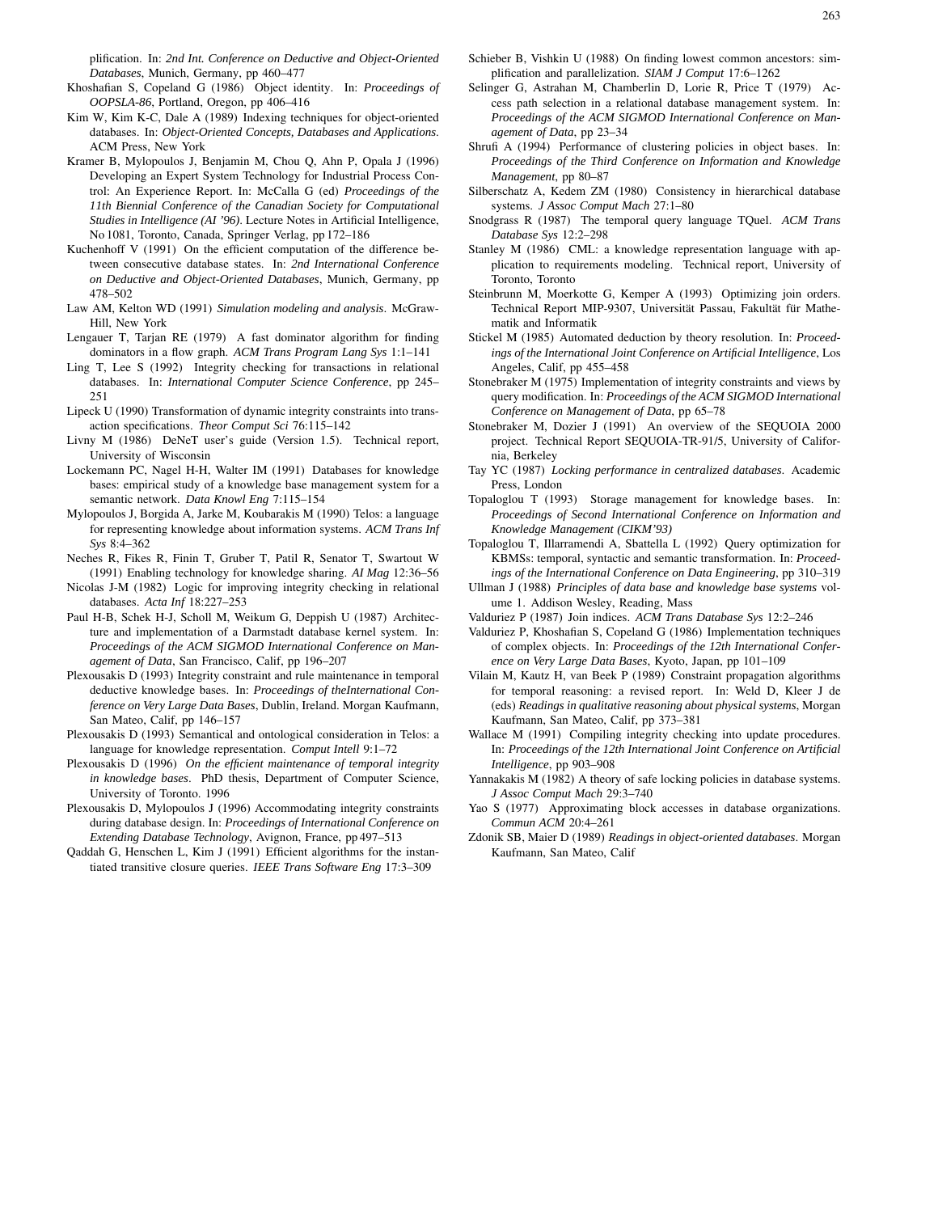plification. In: *2nd Int. Conference on Deductive and Object-Oriented Databases*, Munich, Germany, pp 460–477

Khoshafian S, Copeland G (1986) Object identity. In: *Proceedings of OOPSLA-86*, Portland, Oregon, pp 406–416

Kim W, Kim K-C, Dale A (1989) Indexing techniques for object-oriented databases. In: *Object-Oriented Concepts, Databases and Applications*. ACM Press, New York

Kramer B, Mylopoulos J, Benjamin M, Chou Q, Ahn P, Opala J (1996) Developing an Expert System Technology for Industrial Process Control: An Experience Report. In: McCalla G (ed) *Proceedings of the 11th Biennial Conference of the Canadian Society for Computational Studies in Intelligence (AI '96)*. Lecture Notes in Artificial Intelligence, No 1081, Toronto, Canada, Springer Verlag, pp 172–186

Kuchenhoff V (1991) On the efficient computation of the difference between consecutive database states. In: *2nd International Conference on Deductive and Object-Oriented Databases*, Munich, Germany, pp 478–502

Law AM, Kelton WD (1991) *Simulation modeling and analysis*. McGraw-Hill, New York

Lengauer T, Tarjan RE (1979) A fast dominator algorithm for finding dominators in a flow graph. *ACM Trans Program Lang Sys* 1:1–141

Ling T, Lee S (1992) Integrity checking for transactions in relational databases. In: *International Computer Science Conference*, pp 245–251

Lipeck U (1990) Transformation of dynamic integrity constraints into transaction specifications. *Theor Comput Sci* 76:115–142

Livny M (1986) DeNeT user's guide (Version 1.5). Technical report, University of Wisconsin

Lockemann PC, Nagel H-H, Walter IM (1991) Databases for knowledge bases: empirical study of a knowledge base management system for a semantic network. *Data Knowl Eng* 7:115–154

Mylopoulos J, Borgida A, Jarke M, Koubarakis M (1990) Telos: a language for representing knowledge about information systems. *ACM Trans Inf Sys* 8:4–362

Neches R, Fikes R, Finin T, Gruber T, Patil R, Senator T, Swartout W (1991) Enabling technology for knowledge sharing. *AI Mag* 12:36–56

Nicolas J-M (1982) Logic for improving integrity checking in relational databases. *Acta Inf* 18:227–253

Paul H-B, Schek H-J, Scholl M, Weikum G, Deppish U (1987) Architecture and implementation of a Darmstadt database kernel system. In: *Proceedings of the ACM SIGMOD International Conference on Management of Data*, San Francisco, Calif, pp 196–207

Plexousakis D (1993) Integrity constraint and rule maintenance in temporal deductive knowledge bases. In: *Proceedings of theInternational Conference on Very Large Data Bases*, Dublin, Ireland. Morgan Kaufmann, San Mateo, Calif, pp 146–157

Plexousakis D (1993) Semantical and ontological consideration in Telos: a language for knowledge representation. *Comput Intell* 9:1–72

Plexousakis D (1996) *On the efficient maintenance of temporal integrity in knowledge bases*. PhD thesis, Department of Computer Science, University of Toronto. 1996

Plexousakis D, Mylopoulos J (1996) Accommodating integrity constraints during database design. In: *Proceedings of International Conference on Extending Database Technology*, Avignon, France, pp 497–513

Qaddah G, Henschen L, Kim J (1991) Efficient algorithms for the instantiated transitive closure queries. *IEEE Trans Software Eng* 17:3–309

Schieber B, Vishkin U (1988) On finding lowest common ancestors: simplification and parallelization. *SIAM J Comput* 17:6–1262

Selinger G, Astrahan M, Chamberlin D, Lorie R, Price T (1979) Access path selection in a relational database management system. In: *Proceedings of the ACM SIGMOD International Conference on Management of Data*, pp 23–34

Shrufi A (1994) Performance of clustering policies in object bases. In: *Proceedings of the Third Conference on Information and Knowledge Management*, pp 80–87

Silberschatz A, Kedem ZM (1980) Consistency in hierarchical database systems. *J Assoc Comput Mach* 27:1–80

Snodgrass R (1987) The temporal query language TQuel. *ACM Trans Database Sys* 12:2–298

Stanley M (1986) CML: a knowledge representation language with application to requirements modeling. Technical report, University of Toronto, Toronto

Steinbrunn M, Moerkotte G, Kemper A (1993) Optimizing join orders. Technical Report MIP-9307, Universität Passau, Fakultät für Mathematik and Informatik

Stickel M (1985) Automated deduction by theory resolution. In: *Proceedings of the International Joint Conference on Artificial Intelligence*, Los Angeles, Calif, pp 455–458

Stonebraker M (1975) Implementation of integrity constraints and views by query modification. In: *Proceedings of the ACM SIGMOD International Conference on Management of Data*, pp 65–78

Stonebraker M, Dozier J (1991) An overview of the SEQUOIA 2000 project. Technical Report SEQUOIA-TR-91/5, University of California, Berkeley

Tay YC (1987) *Locking performance in centralized databases*. Academic Press, London

Topaloglou T (1993) Storage management for knowledge bases. In: *Proceedings of Second International Conference on Information and Knowledge Management (CIKM'93)*

Topaloglou T, Illarramendi A, Sbattella L (1992) Query optimization for KBMSs: temporal, syntactic and semantic transformation. In: *Proceedings of the International Conference on Data Engineering*, pp 310–319

Ullman J (1988) *Principles of data base and knowledge base systems* volume 1. Addison Wesley, Reading, Mass

Valduriez P (1987) Join indices. *ACM Trans Database Sys* 12:2–246

Valduriez P, Khoshafian S, Copeland G (1986) Implementation techniques of complex objects. In: *Proceedings of the 12th International Conference on Very Large Data Bases*, Kyoto, Japan, pp 101–109

Vilain M, Kautz H, van Beek P (1989) Constraint propagation algorithms for temporal reasoning: a revised report. In: Weld D, Kleer J de (eds) *Readings in qualitative reasoning about physical systems*, Morgan Kaufmann, San Mateo, Calif, pp 373–381

Wallace M (1991) Compiling integrity checking into update procedures. In: *Proceedings of the 12th International Joint Conference on Artificial Intelligence*, pp 903–908

Yannakakis M (1982) A theory of safe locking policies in database systems. *J Assoc Comput Mach* 29:3–740

Yao S (1977) Approximating block accesses in database organizations. *Commun ACM* 20:4–261

Zdonik SB, Maier D (1989) *Readings in object-oriented databases*. Morgan Kaufmann, San Mateo, Calif